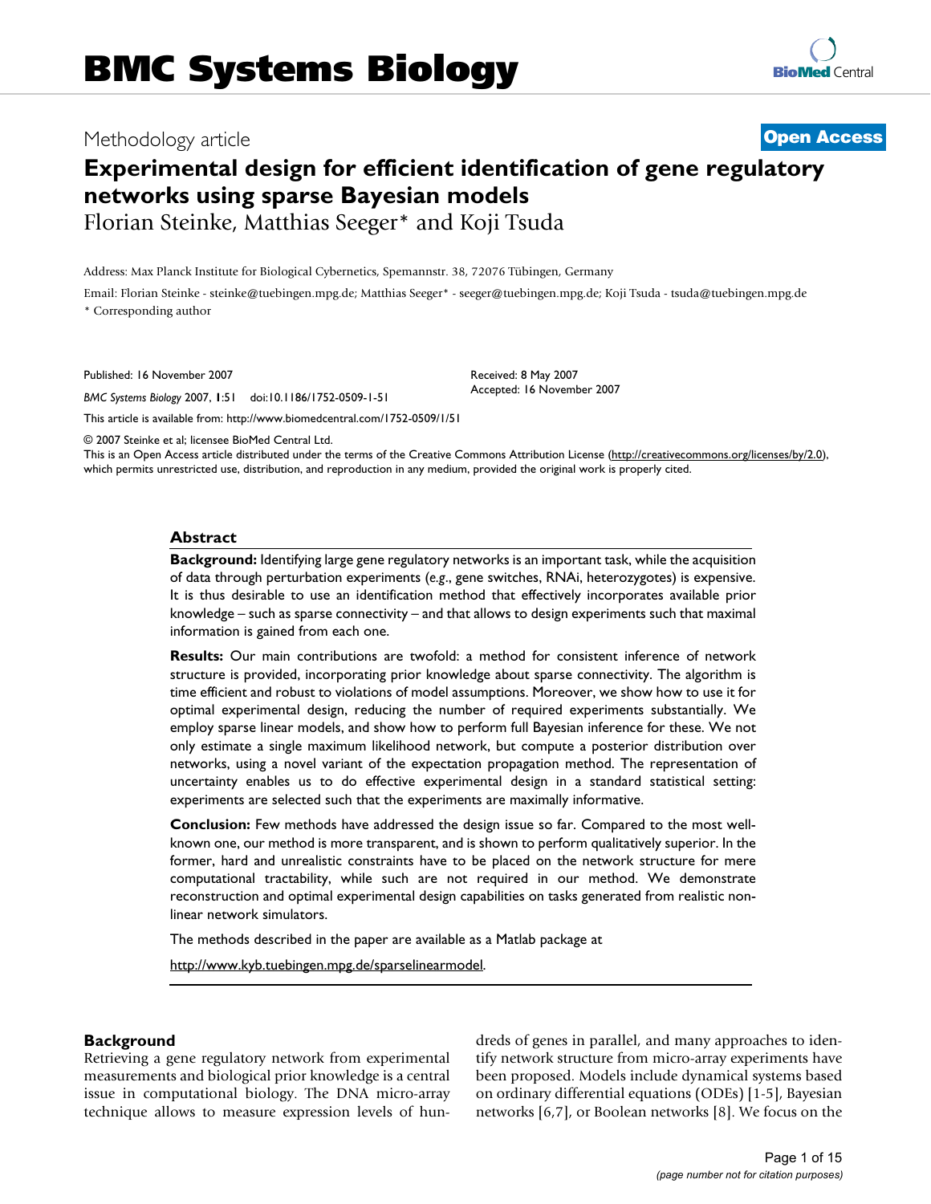# BMC Systems Biology

Methodology article

**Open Access**

# Experimental design for efficient identification of gene regulatory networks using sparse Bayesian models

Florian Steinke, Matthias Seeger* and Koji Tsuda

Address: Max Planck Institute for Biological Cybernetics, Spemannstr. 38, 72076 Tübingen, Germany

Email: Florian Steinke - steinke@tuebingen.mpg.de; Matthias Seeger* - seeger@tuebingen.mpg.de; Koji Tsuda - tsuda@tuebingen.mpg.de

* Corresponding author

Published: 16 November 2007

*BMC Systems Biology* 2007, **1**:51 doi:10.1186/1752-0509-1-51

Received: 8 May 2007
Accepted: 16 November 2007

This article is available from: http://www.biomedcentral.com/1752-0509/1/51

© 2007 Steinke et al; licensee BioMed Central Ltd.

This is an Open Access article distributed under the terms of the Creative Commons Attribution License (http://creativecommons.org/licenses/by/2.0), which permits unrestricted use, distribution, and reproduction in any medium, provided the original work is properly cited.

## Abstract

**Background:** Identifying large gene regulatory networks is an important task, while the acquisition of data through perturbation experiments (*e.g*., gene switches, RNAi, heterozygotes) is expensive. It is thus desirable to use an identification method that effectively incorporates available prior knowledge – such as sparse connectivity – and that allows to design experiments such that maximal information is gained from each one.

**Results:** Our main contributions are twofold: a method for consistent inference of network structure is provided, incorporating prior knowledge about sparse connectivity. The algorithm is time efficient and robust to violations of model assumptions. Moreover, we show how to use it for optimal experimental design, reducing the number of required experiments substantially. We employ sparse linear models, and show how to perform full Bayesian inference for these. We not only estimate a single maximum likelihood network, but compute a posterior distribution over networks, using a novel variant of the expectation propagation method. The representation of uncertainty enables us to do effective experimental design in a standard statistical setting: experiments are selected such that the experiments are maximally informative.

**Conclusion:** Few methods have addressed the design issue so far. Compared to the most well-known one, our method is more transparent, and is shown to perform qualitatively superior. In the former, hard and unrealistic constraints have to be placed on the network structure for mere computational tractability, while such are not required in our method. We demonstrate reconstruction and optimal experimental design capabilities on tasks generated from realistic non-linear network simulators.

The methods described in the paper are available as a Matlab package at

http://www.kyb.tuebingen.mpg.de/sparselinearmodel.

## Background

Retrieving a gene regulatory network from experimental measurements and biological prior knowledge is a central issue in computational biology. The DNA micro-array technique allows to measure expression levels of hundreds of genes in parallel, and many approaches to identify network structure from micro-array experiments have been proposed. Models include dynamical systems based on ordinary differential equations (ODEs) [1-5], Bayesian networks [6,7], or Boolean networks [8]. We focus on the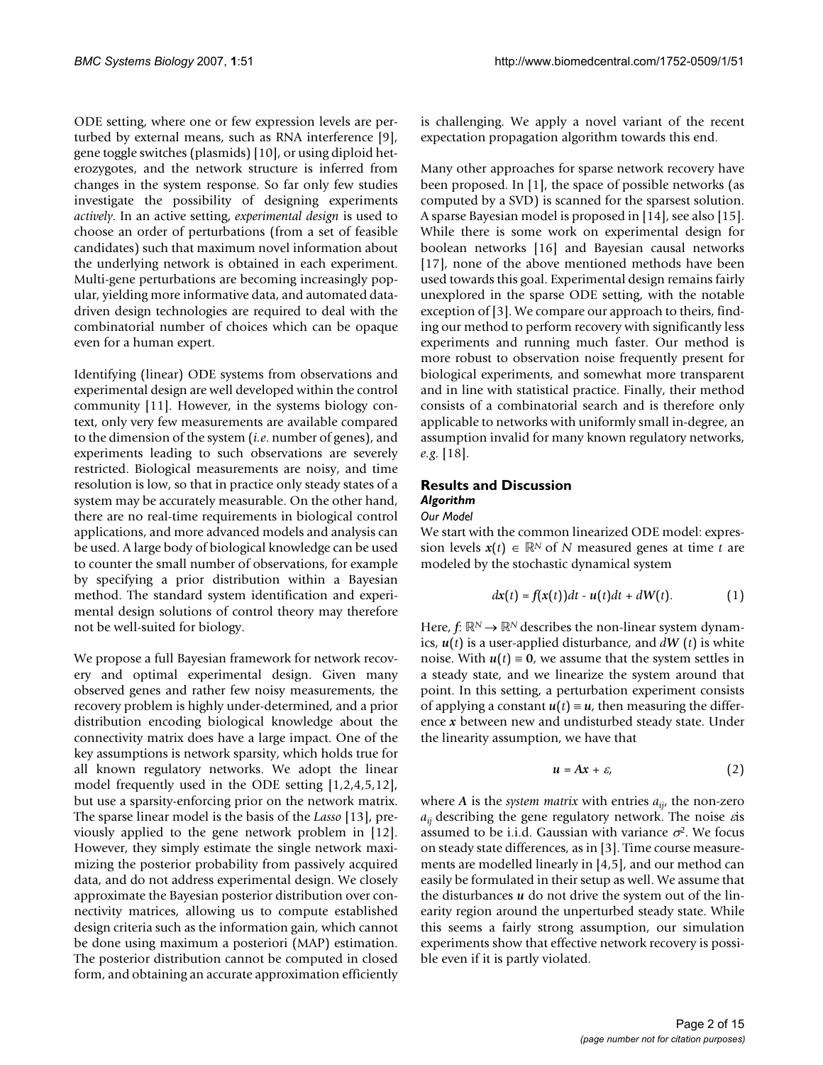ODE setting, where one or few expression levels are perturbed by external means, such as RNA interference [9], gene toggle switches (plasmids) [10], or using diploid heterozygotes, and the network structure is inferred from changes in the system response. So far only few studies investigate the possibility of designing experiments *actively*. In an active setting, *experimental design* is used to choose an order of perturbations (from a set of feasible candidates) such that maximum novel information about the underlying network is obtained in each experiment. Multi-gene perturbations are becoming increasingly popular, yielding more informative data, and automated data-driven design technologies are required to deal with the combinatorial number of choices which can be opaque even for a human expert.

Identifying (linear) ODE systems from observations and experimental design are well developed within the control community [11]. However, in the systems biology context, only very few measurements are available compared to the dimension of the system (*i.e.* number of genes), and experiments leading to such observations are severely restricted. Biological measurements are noisy, and time resolution is low, so that in practice only steady states of a system may be accurately measurable. On the other hand, there are no real-time requirements in biological control applications, and more advanced models and analysis can be used. A large body of biological knowledge can be used to counter the small number of observations, for example by specifying a prior distribution within a Bayesian method. The standard system identification and experimental design solutions of control theory may therefore not be well-suited for biology.

We propose a full Bayesian framework for network recovery and optimal experimental design. Given many observed genes and rather few noisy measurements, the recovery problem is highly under-determined, and a prior distribution encoding biological knowledge about the connectivity matrix does have a large impact. One of the key assumptions is network sparsity, which holds true for all known regulatory networks. We adopt the linear model frequently used in the ODE setting [1,2,4,5,12], but use a sparsity-enforcing prior on the network matrix. The sparse linear model is the basis of the *Lasso* [13], previously applied to the gene network problem in [12]. However, they simply estimate the single network maximizing the posterior probability from passively acquired data, and do not address experimental design. We closely approximate the Bayesian posterior distribution over connectivity matrices, allowing us to compute established design criteria such as the information gain, which cannot be done using maximum a posteriori (MAP) estimation. The posterior distribution cannot be computed in closed form, and obtaining an accurate approximation efficiently is challenging. We apply a novel variant of the recent expectation propagation algorithm towards this end.

Many other approaches for sparse network recovery have been proposed. In [1], the space of possible networks (as computed by a SVD) is scanned for the sparsest solution. A sparse Bayesian model is proposed in [14], see also [15]. While there is some work on experimental design for boolean networks [16] and Bayesian causal networks [17], none of the above mentioned methods have been used towards this goal. Experimental design remains fairly unexplored in the sparse ODE setting, with the notable exception of [3]. We compare our approach to theirs, finding our method to perform recovery with significantly less experiments and running much faster. Our method is more robust to observation noise frequently present for biological experiments, and somewhat more transparent and in line with statistical practice. Finally, their method consists of a combinatorial search and is therefore only applicable to networks with uniformly small in-degree, an assumption invalid for many known regulatory networks, *e.g.* [18].

## Results and Discussion

### *Algorithm*

#### *Our Model*

We start with the common linearized ODE model: expression levels $\boldsymbol{x}(t) \in \mathbb{R}^N$ of $N$ measured genes at time $t$ are modeled by the stochastic dynamical system

$$d\boldsymbol{x}(t) = \boldsymbol{f}(\boldsymbol{x}(t))dt - \boldsymbol{u}(t)dt + d\boldsymbol{W}(t). \tag{1}$$

Here, $\boldsymbol{f}: \mathbb{R}^N \to \mathbb{R}^N$ describes the non-linear system dynamics, $\boldsymbol{u}(t)$ is a user-applied disturbance, and $d\boldsymbol{W}(t)$ is white noise. With $\boldsymbol{u}(t) \equiv \boldsymbol{0}$, we assume that the system settles in a steady state, and we linearize the system around that point. In this setting, a perturbation experiment consists of applying a constant $\boldsymbol{u}(t) \equiv \boldsymbol{u}$, then measuring the difference $\boldsymbol{x}$ between new and undisturbed steady state. Under the linearity assumption, we have that

$$\boldsymbol{u} = \boldsymbol{A}\boldsymbol{x} + \varepsilon, \tag{2}$$

where $\boldsymbol{A}$ is the *system matrix* with entries $a_{ij}$, the non-zero $a_{ij}$ describing the gene regulatory network. The noise $\varepsilon$ is assumed to be i.i.d. Gaussian with variance $\sigma^2$. We focus on steady state differences, as in [3]. Time course measurements are modelled linearly in [4,5], and our method can easily be formulated in their setup as well. We assume that the disturbances $\boldsymbol{u}$ do not drive the system out of the linearity region around the unperturbed steady state. While this seems a fairly strong assumption, our simulation experiments show that effective network recovery is possible even if it is partly violated.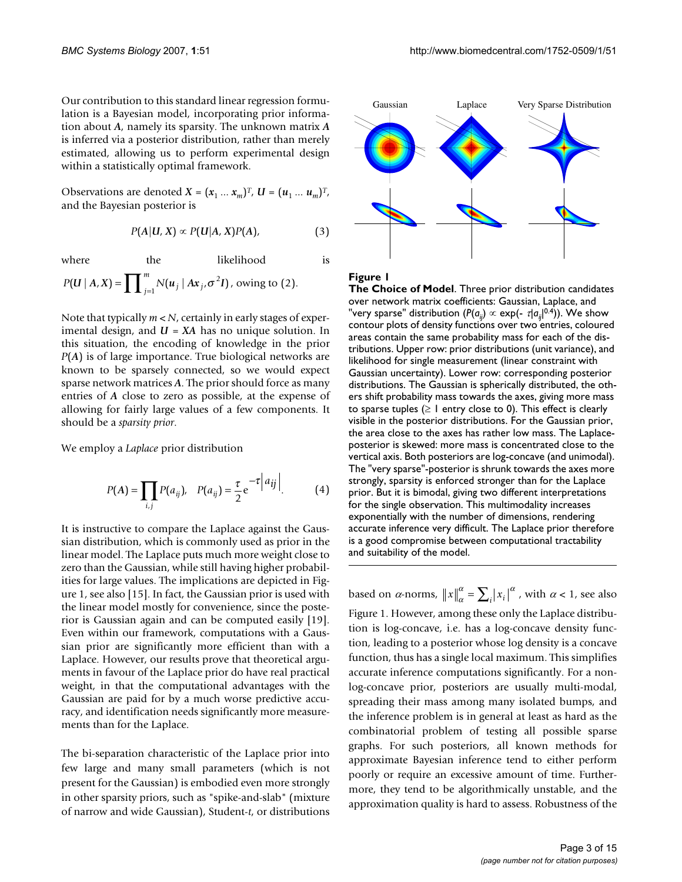Our contribution to this standard linear regression formulation is a Bayesian model, incorporating prior information about $A$, namely its sparsity. The unknown matrix $A$ is inferred via a posterior distribution, rather than merely estimated, allowing us to perform experimental design within a statistically optimal framework.

Observations are denoted $X = (x_1 \dots x_m)^T$, $U = (u_1 \dots u_m)^T$, and the Bayesian posterior is

$$P(A|U, X) \propto P(U|A, X)P(A), \quad (3)$$

where the likelihood is $P(U \mid A, X) = \prod_{j=1}^{m} N(u_j \mid Ax_j, \sigma^2 I)$, owing to (2).

Note that typically $m < N$, certainly in early stages of experimental design, and $U = XA$ has no unique solution. In this situation, the encoding of knowledge in the prior $P(A)$ is of large importance. True biological networks are known to be sparsely connected, so we would expect sparse network matrices $A$. The prior should force as many entries of $A$ close to zero as possible, at the expense of allowing for fairly large values of a few components. It should be a *sparsity prior*.

We employ a *Laplace* prior distribution

$$P(A) = \prod_{i,j} P(a_{ij}), \quad P(a_{ij}) = \frac{\tau}{2} e^{-\tau\left|a_{ij}\right|}. \quad (4)$$

It is instructive to compare the Laplace against the Gaussian distribution, which is commonly used as prior in the linear model. The Laplace puts much more weight close to zero than the Gaussian, while still having higher probabilities for large values. The implications are depicted in Figure 1, see also [15]. In fact, the Gaussian prior is used with the linear model mostly for convenience, since the posterior is Gaussian again and can be computed easily [19]. Even within our framework, computations with a Gaussian prior are significantly more efficient than with a Laplace. However, our results prove that theoretical arguments in favour of the Laplace prior do have real practical weight, in that the computational advantages with the Gaussian are paid for by a much worse predictive accuracy, and identification needs significantly more measurements than for the Laplace.

The bi-separation characteristic of the Laplace prior into few large and many small parameters (which is not present for the Gaussian) is embodied even more strongly in other sparsity priors, such as "spike-and-slab" (mixture of narrow and wide Gaussian), Student-*t*, or distributions based on $\alpha$-norms, $\|x\|_\alpha^\alpha = \sum_i |x_i|^\alpha$, with $\alpha < 1$, see also Figure 1. However, among these only the Laplace distribution is log-concave, i.e. has a log-concave density function, leading to a posterior whose log density is a concave function, thus has a single local maximum. This simplifies accurate inference computations significantly. For a non-log-concave prior, posteriors are usually multi-modal, spreading their mass among many isolated bumps, and the inference problem is in general at least as hard as the combinatorial problem of testing all possible sparse graphs. For such posteriors, all known methods for approximate Bayesian inference tend to either perform poorly or require an excessive amount of time. Furthermore, they tend to be algorithmically unstable, and the approximation quality is hard to assess. Robustness of the

**Figure 1**
**The Choice of Model**. Three prior distribution candidates over network matrix coefficients: Gaussian, Laplace, and "very sparse" distribution ($P(a_{ij}) \propto \exp(-\tau|a_{ij}|^{0.4})$). We show contour plots of density functions over two entries, coloured areas contain the same probability mass for each of the distributions. Upper row: prior distributions (unit variance), and likelihood for single measurement (linear constraint with Gaussian uncertainty). Lower row: corresponding posterior distributions. The Gaussian is spherically distributed, the others shift probability mass towards the axes, giving more mass to sparse tuples ($\geq$ 1 entry close to 0). This effect is clearly visible in the posterior distributions. For the Gaussian prior, the area close to the axes has rather low mass. The Laplace-posterior is skewed: more mass is concentrated close to the vertical axis. Both posteriors are log-concave (and unimodal). The "very sparse"-posterior is shrunk towards the axes more strongly, sparsity is enforced stronger than for the Laplace prior. But it is bimodal, giving two different interpretations for the single observation. This multimodality increases exponentially with the number of dimensions, rendering accurate inference very difficult. The Laplace prior therefore is a good compromise between computational tractability and suitability of the model.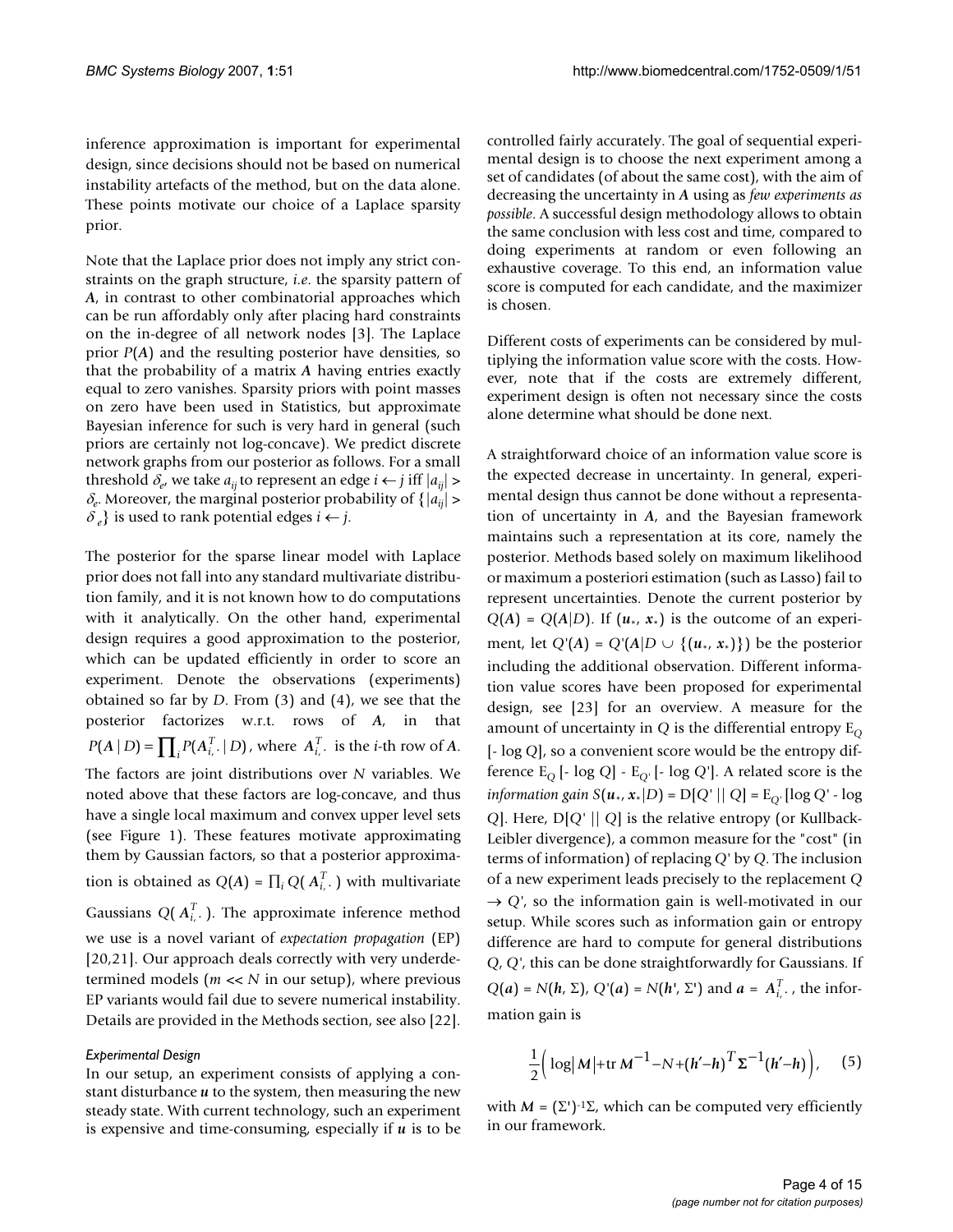inference approximation is important for experimental design, since decisions should not be based on numerical instability artefacts of the method, but on the data alone. These points motivate our choice of a Laplace sparsity prior.

Note that the Laplace prior does not imply any strict constraints on the graph structure, *i.e*. the sparsity pattern of $\boldsymbol{A}$, in contrast to other combinatorial approaches which can be run affordably only after placing hard constraints on the in-degree of all network nodes [3]. The Laplace prior $P(\boldsymbol{A})$ and the resulting posterior have densities, so that the probability of a matrix $\boldsymbol{A}$ having entries exactly equal to zero vanishes. Sparsity priors with point masses on zero have been used in Statistics, but approximate Bayesian inference for such is very hard in general (such priors are certainly not log-concave). We predict discrete network graphs from our posterior as follows. For a small threshold $\delta_e$, we take $a_{ij}$ to represent an edge $i \leftarrow j$ iff $|a_{ij}| > \delta_e$. Moreover, the marginal posterior probability of $\{|a_{ij}| > \delta_e\}$ is used to rank potential edges $i \leftarrow j$.

The posterior for the sparse linear model with Laplace prior does not fall into any standard multivariate distribution family, and it is not known how to do computations with it analytically. On the other hand, experimental design requires a good approximation to the posterior, which can be updated efficiently in order to score an experiment. Denote the observations (experiments) obtained so far by $D$. From (3) and (4), we see that the posterior factorizes w.r.t. rows of $\boldsymbol{A}$, in that $P(\boldsymbol{A} \mid D) = \prod_i P(\boldsymbol{A}_{i,\cdot}^T \mid D)$, where $\boldsymbol{A}_{i,\cdot}^T$ is the $i$-th row of $\boldsymbol{A}$. The factors are joint distributions over $N$ variables. We noted above that these factors are log-concave, and thus have a single local maximum and convex upper level sets (see Figure 1). These features motivate approximating them by Gaussian factors, so that a posterior approximation is obtained as $Q(\boldsymbol{A}) = \prod_i Q(\boldsymbol{A}_{i,\cdot}^T)$ with multivariate Gaussians $Q(\boldsymbol{A}_{i,\cdot}^T)$. The approximate inference method we use is a novel variant of *expectation propagation* (EP) [20,21]. Our approach deals correctly with very underdetermined models ($m << N$ in our setup), where previous EP variants would fail due to severe numerical instability. Details are provided in the Methods section, see also [22].

### *Experimental Design*

In our setup, an experiment consists of applying a constant disturbance $\boldsymbol{u}$ to the system, then measuring the new steady state. With current technology, such an experiment is expensive and time-consuming, especially if $\boldsymbol{u}$ is to be controlled fairly accurately. The goal of sequential experimental design is to choose the next experiment among a set of candidates (of about the same cost), with the aim of decreasing the uncertainty in $\boldsymbol{A}$ using as *few experiments as possible*. A successful design methodology allows to obtain the same conclusion with less cost and time, compared to doing experiments at random or even following an exhaustive coverage. To this end, an information value score is computed for each candidate, and the maximizer is chosen.

Different costs of experiments can be considered by multiplying the information value score with the costs. However, note that if the costs are extremely different, experiment design is often not necessary since the costs alone determine what should be done next.

A straightforward choice of an information value score is the expected decrease in uncertainty. In general, experimental design thus cannot be done without a representation of uncertainty in $\boldsymbol{A}$, and the Bayesian framework maintains such a representation at its core, namely the posterior. Methods based solely on maximum likelihood or maximum a posteriori estimation (such as Lasso) fail to represent uncertainties. Denote the current posterior by $Q(\boldsymbol{A}) = Q(\boldsymbol{A}|D)$. If $(\boldsymbol{u}_*, \boldsymbol{x}_*)$ is the outcome of an experiment, let $Q'(\boldsymbol{A}) = Q'(\boldsymbol{A}|D \cup \{(\boldsymbol{u}_*, \boldsymbol{x}_*)\})$ be the posterior including the additional observation. Different information value scores have been proposed for experimental design, see [23] for an overview. A measure for the amount of uncertainty in $Q$ is the differential entropy $\mathrm{E}_Q[-\log Q]$, so a convenient score would be the entropy difference $\mathrm{E}_Q[-\log Q] - \mathrm{E}_{Q'}[-\log Q']$. A related score is the *information gain* $S(\boldsymbol{u}_*, \boldsymbol{x}_*|D) = \mathrm{D}[Q' \,||\, Q] = \mathrm{E}_{Q'}[\log Q' - \log Q]$. Here, $\mathrm{D}[Q' \,||\, Q]$ is the relative entropy (or Kullback-Leibler divergence), a common measure for the "cost" (in terms of information) of replacing $Q'$ by $Q$. The inclusion of a new experiment leads precisely to the replacement $Q \to Q'$, so the information gain is well-motivated in our setup. While scores such as information gain or entropy difference are hard to compute for general distributions $Q$, $Q'$, this can be done straightforwardly for Gaussians. If $Q(\boldsymbol{a}) = N(\boldsymbol{h}, \Sigma)$, $Q'(\boldsymbol{a}) = N(\boldsymbol{h}', \Sigma')$ and $\boldsymbol{a} = \boldsymbol{A}_{i,\cdot}^T$, the information gain is

$$\frac{1}{2}\Big(\log|\boldsymbol{M}| + \operatorname{tr}\boldsymbol{M}^{-1} - N + (\boldsymbol{h}' - \boldsymbol{h})^T \boldsymbol{\Sigma}^{-1}(\boldsymbol{h}' - \boldsymbol{h})\Big), \quad (5)$$

with $\boldsymbol{M} = (\Sigma')^{-1}\Sigma$, which can be computed very efficiently in our framework.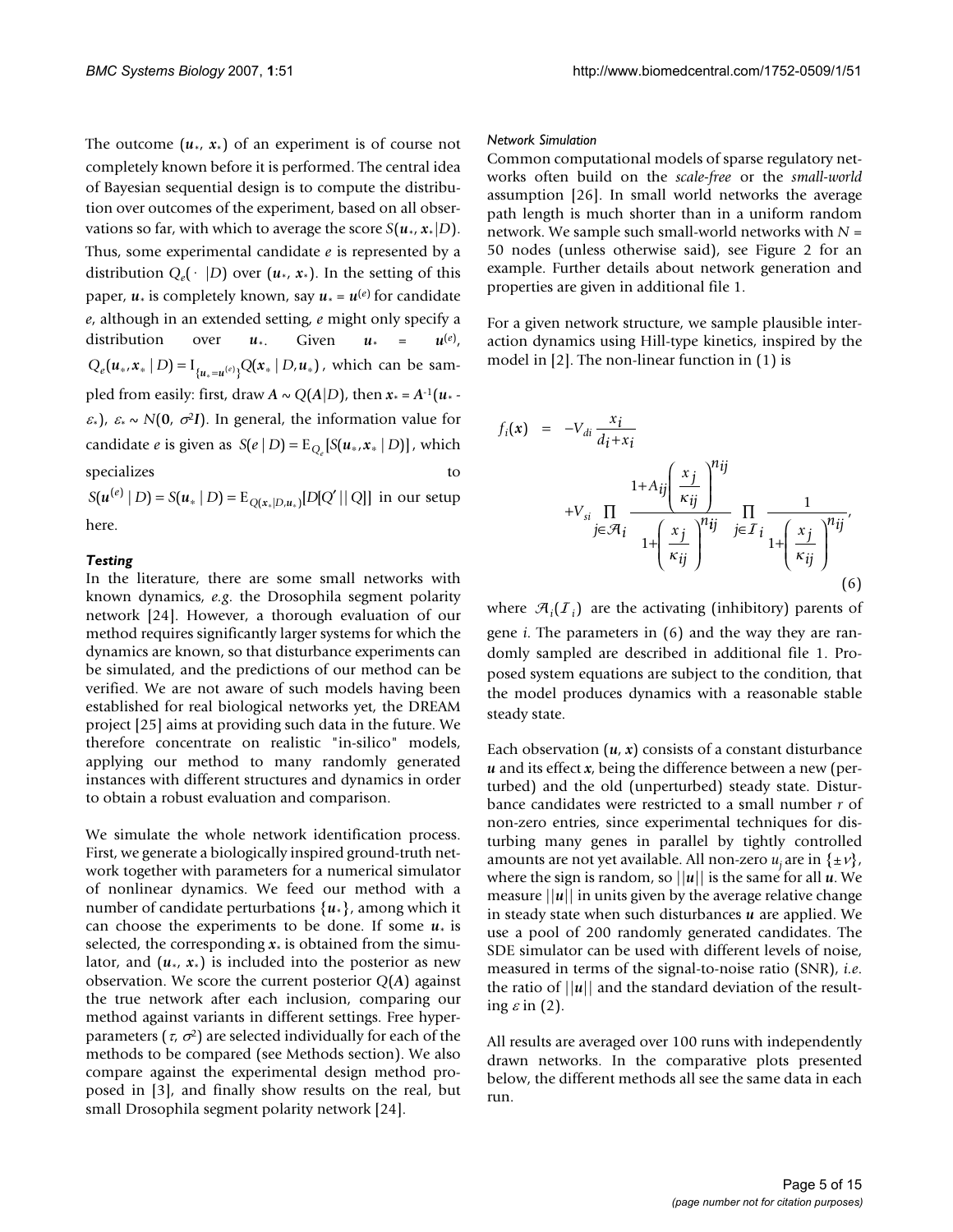The outcome $(\boldsymbol{u}_*, \boldsymbol{x}_*)$ of an experiment is of course not completely known before it is performed. The central idea of Bayesian sequential design is to compute the distribution over outcomes of the experiment, based on all observations so far, with which to average the score $S(\boldsymbol{u}_*, \boldsymbol{x}_*|D)$. Thus, some experimental candidate $e$ is represented by a distribution $Q_e(\cdot\,|D)$ over $(\boldsymbol{u}_*, \boldsymbol{x}_*)$. In the setting of this paper, $\boldsymbol{u}_*$ is completely known, say $\boldsymbol{u}_* = \boldsymbol{u}^{(e)}$ for candidate $e$, although in an extended setting, $e$ might only specify a distribution over $\boldsymbol{u}_*$. Given $\boldsymbol{u}_* = \boldsymbol{u}^{(e)}$, $Q_e(\boldsymbol{u}_*, \boldsymbol{x}_* \mid D) = \mathrm{I}_{\{\boldsymbol{u}_* = \boldsymbol{u}^{(e)}\}} Q(\boldsymbol{x}_* \mid D, \boldsymbol{u}_*)$, which can be sampled from easily: first, draw $\boldsymbol{A} \sim Q(\boldsymbol{A}|D)$, then $\boldsymbol{x}_* = \boldsymbol{A}^{-1}(\boldsymbol{u}_* - \varepsilon_*)$, $\varepsilon_* \sim N(\boldsymbol{0}, \sigma^2\boldsymbol{I})$. In general, the information value for candidate $e$ is given as $S(e \mid D) = \mathrm{E}_{Q_e}[S(\boldsymbol{u}_*, \boldsymbol{x}_* \mid D)]$, which specializes to $S(\boldsymbol{u}^{(e)} \mid D) = S(\boldsymbol{u}_* \mid D) = \mathrm{E}_{Q(\boldsymbol{x}_*|D,\boldsymbol{u}_*)}[D[Q' \,||\, Q]]$ in our setup here.

### *Testing*

In the literature, there are some small networks with known dynamics, *e.g.* the Drosophila segment polarity network [24]. However, a thorough evaluation of our method requires significantly larger systems for which the dynamics are known, so that disturbance experiments can be simulated, and the predictions of our method can be verified. We are not aware of such models having been established for real biological networks yet, the DREAM project [25] aims at providing such data in the future. We therefore concentrate on realistic "in-silico" models, applying our method to many randomly generated instances with different structures and dynamics in order to obtain a robust evaluation and comparison.

We simulate the whole network identification process. First, we generate a biologically inspired ground-truth network together with parameters for a numerical simulator of nonlinear dynamics. We feed our method with a number of candidate perturbations $\{\boldsymbol{u}_*\}$, among which it can choose the experiments to be done. If some $\boldsymbol{u}_*$ is selected, the corresponding $\boldsymbol{x}_*$ is obtained from the simulator, and $(\boldsymbol{u}_*, \boldsymbol{x}_*)$ is included into the posterior as new observation. We score the current posterior $Q(\boldsymbol{A})$ against the true network after each inclusion, comparing our method against variants in different settings. Free hyperparameters $(\tau, \sigma^2)$ are selected individually for each of the methods to be compared (see Methods section). We also compare against the experimental design method proposed in [3], and finally show results on the real, but small Drosophila segment polarity network [24].

#### *Network Simulation*

Common computational models of sparse regulatory networks often build on the *scale-free* or the *small-world* assumption [26]. In small world networks the average path length is much shorter than in a uniform random network. We sample such small-world networks with $N = 50$ nodes (unless otherwise said), see Figure 2 for an example. Further details about network generation and properties are given in additional file 1.

For a given network structure, we sample plausible interaction dynamics using Hill-type kinetics, inspired by the model in [2]. The non-linear function in (1) is

$$
\begin{aligned}
f_i(\boldsymbol{x}) &= -V_{di}\,\frac{x_i}{d_i + x_i} \\
&\quad + V_{si} \prod_{j \in \mathcal{A}_i} \frac{1 + A_{ij}\left(\dfrac{x_j}{\kappa_{ij}}\right)^{n_{ij}}}{1 + \left(\dfrac{x_j}{\kappa_{ij}}\right)^{n_{ij}}} \prod_{j \in \mathcal{I}_i} \frac{1}{1 + \left(\dfrac{x_j}{\kappa_{ij}}\right)^{n_{ij}}},
\end{aligned}
\tag{6}
$$

where $\mathcal{A}_i(\mathcal{I}_i)$ are the activating (inhibitory) parents of gene $i$. The parameters in (6) and the way they are randomly sampled are described in additional file 1. Proposed system equations are subject to the condition, that the model produces dynamics with a reasonable stable steady state.

Each observation $(\boldsymbol{u}, \boldsymbol{x})$ consists of a constant disturbance $\boldsymbol{u}$ and its effect $\boldsymbol{x}$, being the difference between a new (perturbed) and the old (unperturbed) steady state. Disturbance candidates were restricted to a small number $r$ of non-zero entries, since experimental techniques for disturbing many genes in parallel by tightly controlled amounts are not yet available. All non-zero $u_j$ are in $\{\pm\nu\}$, where the sign is random, so $||\boldsymbol{u}||$ is the same for all $\boldsymbol{u}$. We measure $||\boldsymbol{u}||$ in units given by the average relative change in steady state when such disturbances $\boldsymbol{u}$ are applied. We use a pool of 200 randomly generated candidates. The SDE simulator can be used with different levels of noise, measured in terms of the signal-to-noise ratio (SNR), *i.e.* the ratio of $||\boldsymbol{u}||$ and the standard deviation of the resulting $\varepsilon$ in (2).

All results are averaged over 100 runs with independently drawn networks. In the comparative plots presented below, the different methods all see the same data in each run.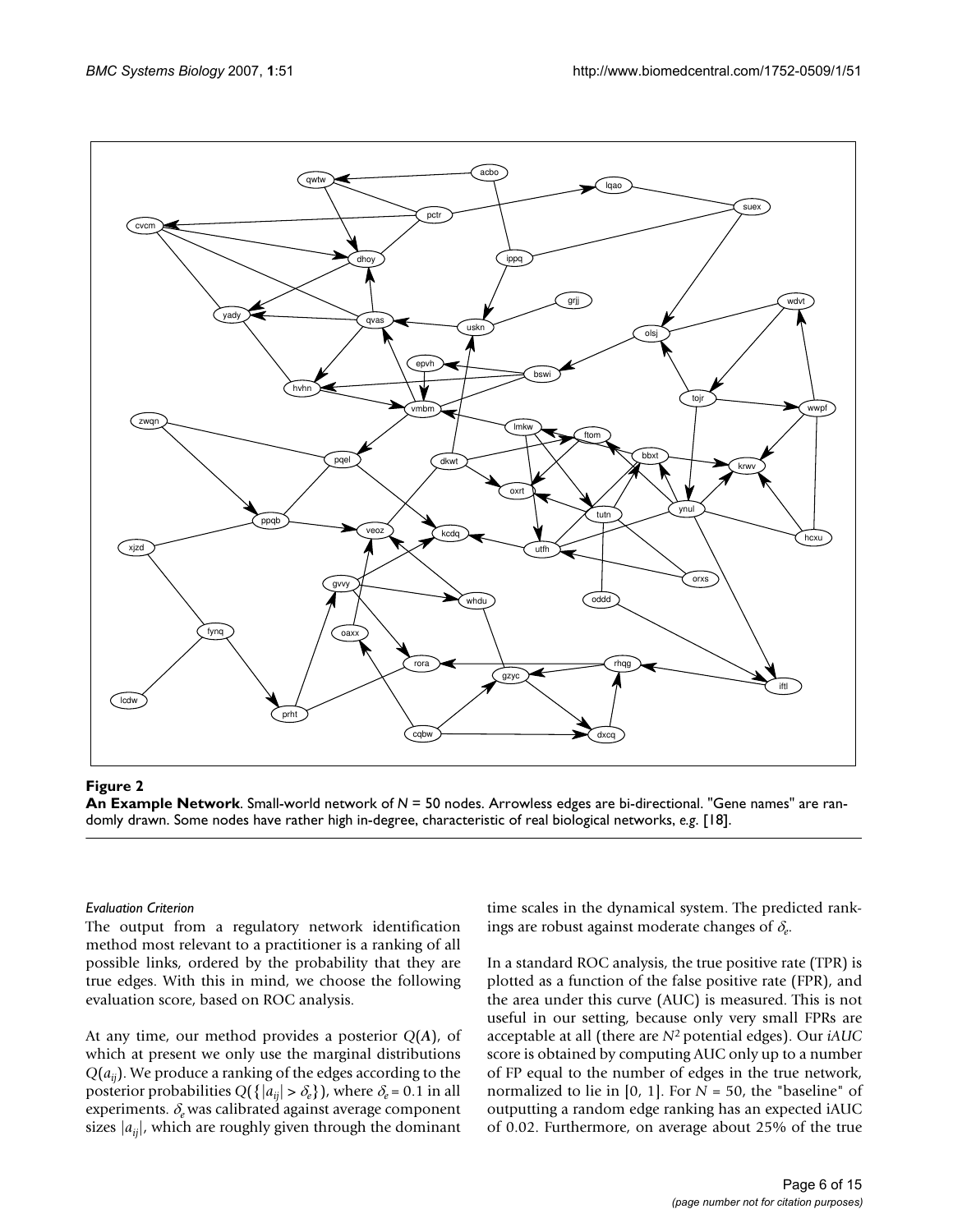**Figure 2**

**An Example Network**. Small-world network of $N$ = 50 nodes. Arrowless edges are bi-directional. "Gene names" are randomly drawn. Some nodes have rather high in-degree, characteristic of real biological networks, *e.g*. [18].

*Evaluation Criterion*

The output from a regulatory network identification method most relevant to a practitioner is a ranking of all possible links, ordered by the probability that they are true edges. With this in mind, we choose the following evaluation score, based on ROC analysis.

At any time, our method provides a posterior $Q(\boldsymbol{A})$, of which at present we only use the marginal distributions $Q(a_{ij})$. We produce a ranking of the edges according to the posterior probabilities $Q(\{|a_{ij}| > \delta_e\})$, where $\delta_e = 0.1$ in all experiments. $\delta_e$ was calibrated against average component sizes $|a_{ij}|$, which are roughly given through the dominant time scales in the dynamical system. The predicted rankings are robust against moderate changes of $\delta_e$.

In a standard ROC analysis, the true positive rate (TPR) is plotted as a function of the false positive rate (FPR), and the area under this curve (AUC) is measured. This is not useful in our setting, because only very small FPRs are acceptable at all (there are $N^2$ potential edges). Our *iAUC* score is obtained by computing AUC only up to a number of FP equal to the number of edges in the true network, normalized to lie in [0, 1]. For $N$ = 50, the "baseline" of outputting a random edge ranking has an expected iAUC of 0.02. Furthermore, on average about 25% of the true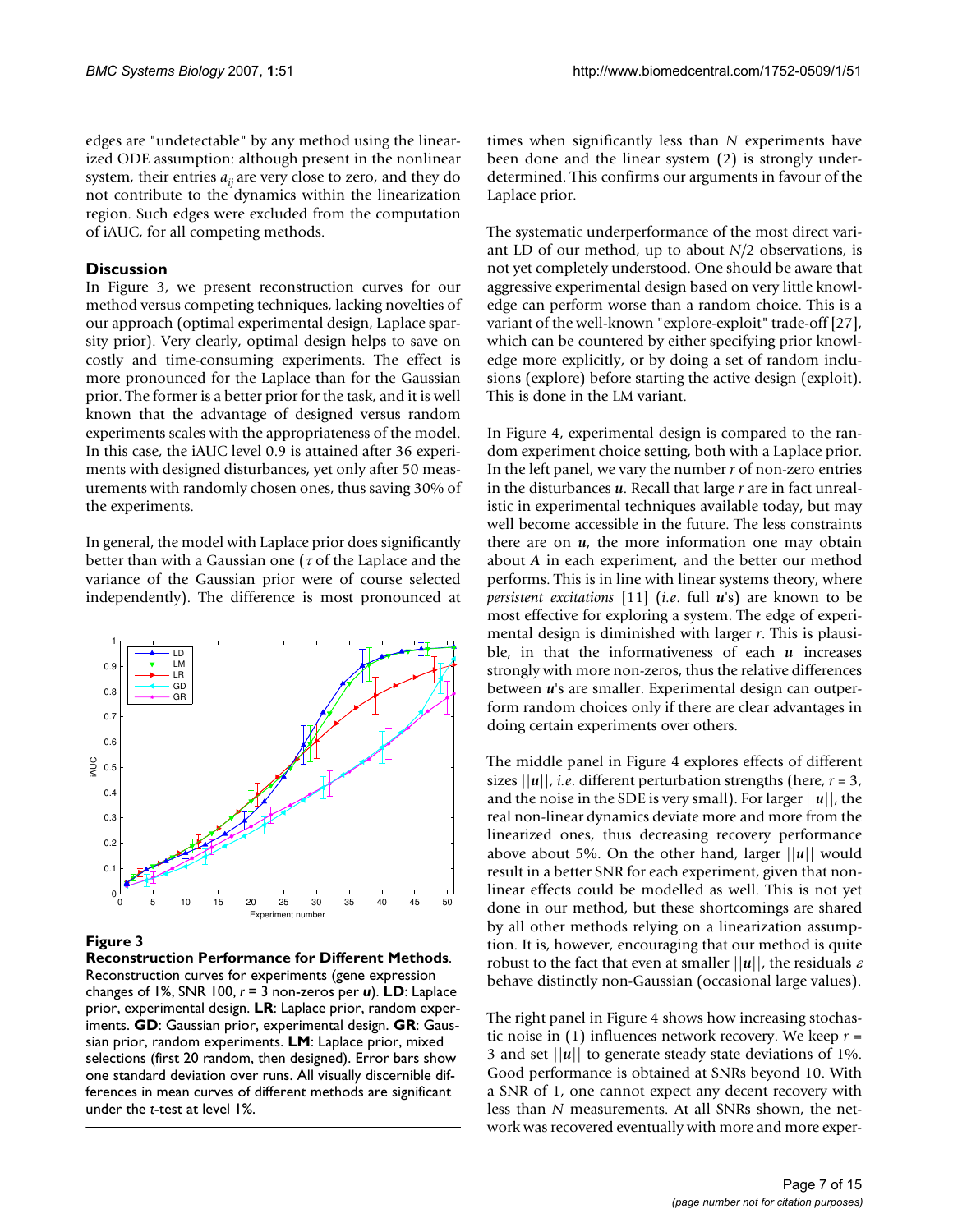edges are "undetectable" by any method using the linearized ODE assumption: although present in the nonlinear system, their entries $a_{ij}$ are very close to zero, and they do not contribute to the dynamics within the linearization region. Such edges were excluded from the computation of iAUC, for all competing methods.

## Discussion

In Figure 3, we present reconstruction curves for our method versus competing techniques, lacking novelties of our approach (optimal experimental design, Laplace sparsity prior). Very clearly, optimal design helps to save on costly and time-consuming experiments. The effect is more pronounced for the Laplace than for the Gaussian prior. The former is a better prior for the task, and it is well known that the advantage of designed versus random experiments scales with the appropriateness of the model. In this case, the iAUC level 0.9 is attained after 36 experiments with designed disturbances, yet only after 50 measurements with randomly chosen ones, thus saving 30% of the experiments.

In general, the model with Laplace prior does significantly better than with a Gaussian one ($\tau$ of the Laplace and the variance of the Gaussian prior were of course selected independently). The difference is most pronounced at times when significantly less than $N$ experiments have been done and the linear system (2) is strongly underdetermined. This confirms our arguments in favour of the Laplace prior.

**Figure 3**

**Reconstruction Performance for Different Methods**. Reconstruction curves for experiments (gene expression changes of 1%, SNR 100, $r$ = 3 non-zeros per $\boldsymbol{u}$). **LD**: Laplace prior, experimental design. **LR**: Laplace prior, random experiments. **GD**: Gaussian prior, experimental design. **GR**: Gaussian prior, random experiments. **LM**: Laplace prior, mixed selections (first 20 random, then designed). Error bars show one standard deviation over runs. All visually discernible differences in mean curves of different methods are significant under the *t*-test at level 1%.

The systematic underperformance of the most direct variant LD of our method, up to about $N/2$ observations, is not yet completely understood. One should be aware that aggressive experimental design based on very little knowledge can perform worse than a random choice. This is a variant of the well-known "explore-exploit" trade-off [27], which can be countered by either specifying prior knowledge more explicitly, or by doing a set of random inclusions (explore) before starting the active design (exploit). This is done in the LM variant.

In Figure 4, experimental design is compared to the random experiment choice setting, both with a Laplace prior. In the left panel, we vary the number $r$ of non-zero entries in the disturbances $\boldsymbol{u}$. Recall that large $r$ are in fact unrealistic in experimental techniques available today, but may well become accessible in the future. The less constraints there are on $\boldsymbol{u}$, the more information one may obtain about $\boldsymbol{A}$ in each experiment, and the better our method performs. This is in line with linear systems theory, where *persistent excitations* [11] (*i.e.* full $\boldsymbol{u}$'s) are known to be most effective for exploring a system. The edge of experimental design is diminished with larger $r$. This is plausible, in that the informativeness of each $\boldsymbol{u}$ increases strongly with more non-zeros, thus the relative differences between $\boldsymbol{u}$'s are smaller. Experimental design can outperform random choices only if there are clear advantages in doing certain experiments over others.

The middle panel in Figure 4 explores effects of different sizes $||\boldsymbol{u}||$, *i.e.* different perturbation strengths (here, $r$ = 3, and the noise in the SDE is very small). For larger $||\boldsymbol{u}||$, the real non-linear dynamics deviate more and more from the linearized ones, thus decreasing recovery performance above about 5%. On the other hand, larger $||\boldsymbol{u}||$ would result in a better SNR for each experiment, given that nonlinear effects could be modelled as well. This is not yet done in our method, but these shortcomings are shared by all other methods relying on a linearization assumption. It is, however, encouraging that our method is quite robust to the fact that even at smaller $||\boldsymbol{u}||$, the residuals $\varepsilon$ behave distinctly non-Gaussian (occasional large values).

The right panel in Figure 4 shows how increasing stochastic noise in (1) influences network recovery. We keep $r$ = 3 and set $||\boldsymbol{u}||$ to generate steady state deviations of 1%. Good performance is obtained at SNRs beyond 10. With a SNR of 1, one cannot expect any decent recovery with less than $N$ measurements. At all SNRs shown, the network was recovered eventually with more and more exper-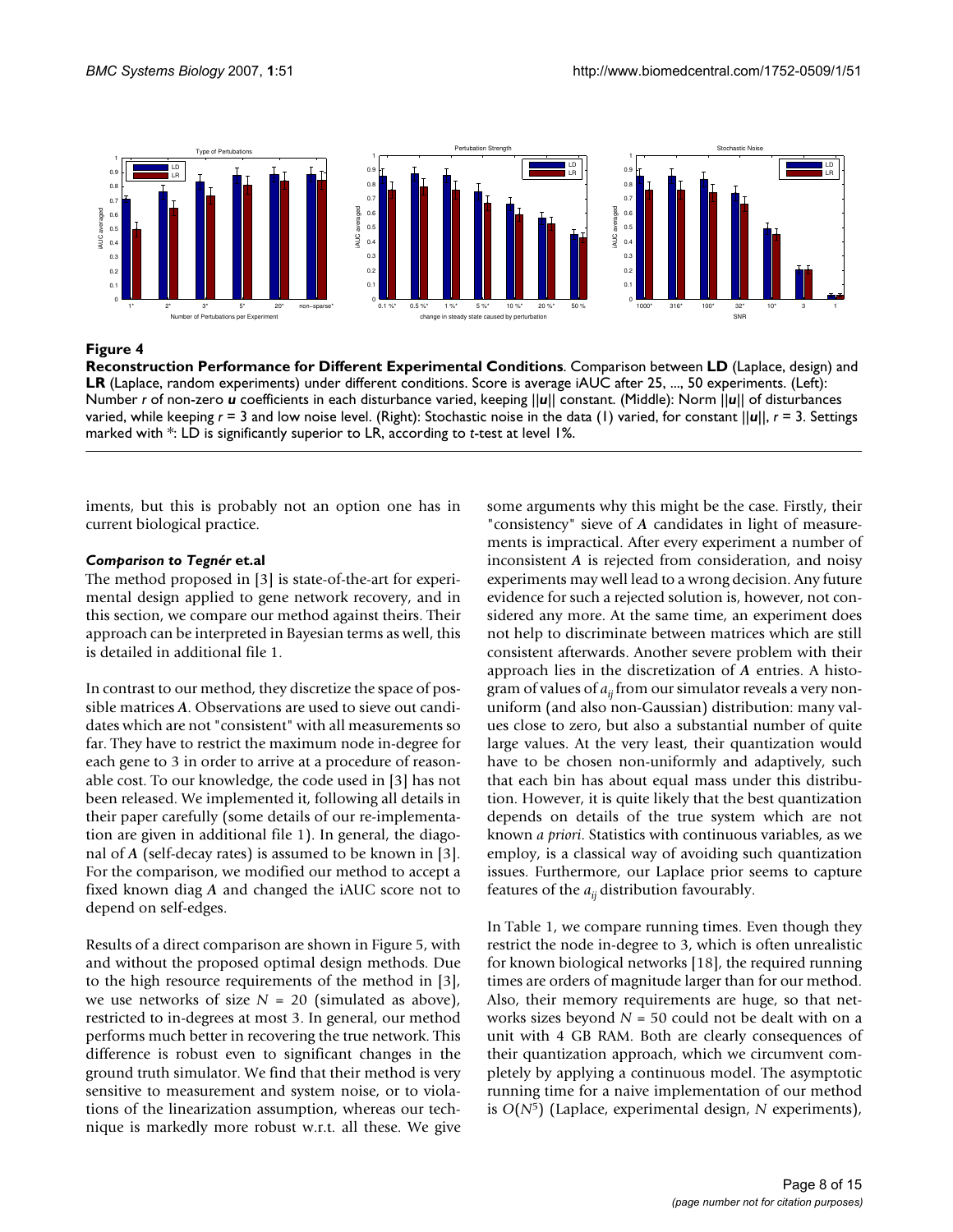**Figure 4**

**Reconstruction Performance for Different Experimental Conditions**. Comparison between **LD** (Laplace, design) and **LR** (Laplace, random experiments) under different conditions. Score is average iAUC after 25, ..., 50 experiments. (Left): Number $r$ of non-zero $\boldsymbol{u}$ coefficients in each disturbance varied, keeping $||\boldsymbol{u}||$ constant. (Middle): Norm $||\boldsymbol{u}||$ of disturbances varied, while keeping $r = 3$ and low noise level. (Right): Stochastic noise in the data (1) varied, for constant $||\boldsymbol{u}||$, $r = 3$. Settings marked with *: LD is significantly superior to LR, according to $t$-test at level 1%.

iments, but this is probably not an option one has in current biological practice.

### *Comparison to Tegnér et.al*

The method proposed in [3] is state-of-the-art for experimental design applied to gene network recovery, and in this section, we compare our method against theirs. Their approach can be interpreted in Bayesian terms as well, this is detailed in additional file 1.

In contrast to our method, they discretize the space of possible matrices $A$. Observations are used to sieve out candidates which are not "consistent" with all measurements so far. They have to restrict the maximum node in-degree for each gene to 3 in order to arrive at a procedure of reasonable cost. To our knowledge, the code used in [3] has not been released. We implemented it, following all details in their paper carefully (some details of our re-implementation are given in additional file 1). In general, the diagonal of $A$ (self-decay rates) is assumed to be known in [3]. For the comparison, we modified our method to accept a fixed known diag $A$ and changed the iAUC score not to depend on self-edges.

Results of a direct comparison are shown in Figure 5, with and without the proposed optimal design methods. Due to the high resource requirements of the method in [3], we use networks of size $N = 20$ (simulated as above), restricted to in-degrees at most 3. In general, our method performs much better in recovering the true network. This difference is robust even to significant changes in the ground truth simulator. We find that their method is very sensitive to measurement and system noise, or to violations of the linearization assumption, whereas our technique is markedly more robust w.r.t. all these. We give some arguments why this might be the case. Firstly, their "consistency" sieve of $A$ candidates in light of measurements is impractical. After every experiment a number of inconsistent $A$ is rejected from consideration, and noisy experiments may well lead to a wrong decision. Any future evidence for such a rejected solution is, however, not considered any more. At the same time, an experiment does not help to discriminate between matrices which are still consistent afterwards. Another severe problem with their approach lies in the discretization of $A$ entries. A histogram of values of $a_{ij}$ from our simulator reveals a very non-uniform (and also non-Gaussian) distribution: many values close to zero, but also a substantial number of quite large values. At the very least, their quantization would have to be chosen non-uniformly and adaptively, such that each bin has about equal mass under this distribution. However, it is quite likely that the best quantization depends on details of the true system which are not known *a priori*. Statistics with continuous variables, as we employ, is a classical way of avoiding such quantization issues. Furthermore, our Laplace prior seems to capture features of the $a_{ij}$ distribution favourably.

In Table 1, we compare running times. Even though they restrict the node in-degree to 3, which is often unrealistic for known biological networks [18], the required running times are orders of magnitude larger than for our method. Also, their memory requirements are huge, so that networks sizes beyond $N = 50$ could not be dealt with on a unit with 4 GB RAM. Both are clearly consequences of their quantization approach, which we circumvent completely by applying a continuous model. The asymptotic running time for a naive implementation of our method is $O(N^5)$ (Laplace, experimental design, $N$ experiments),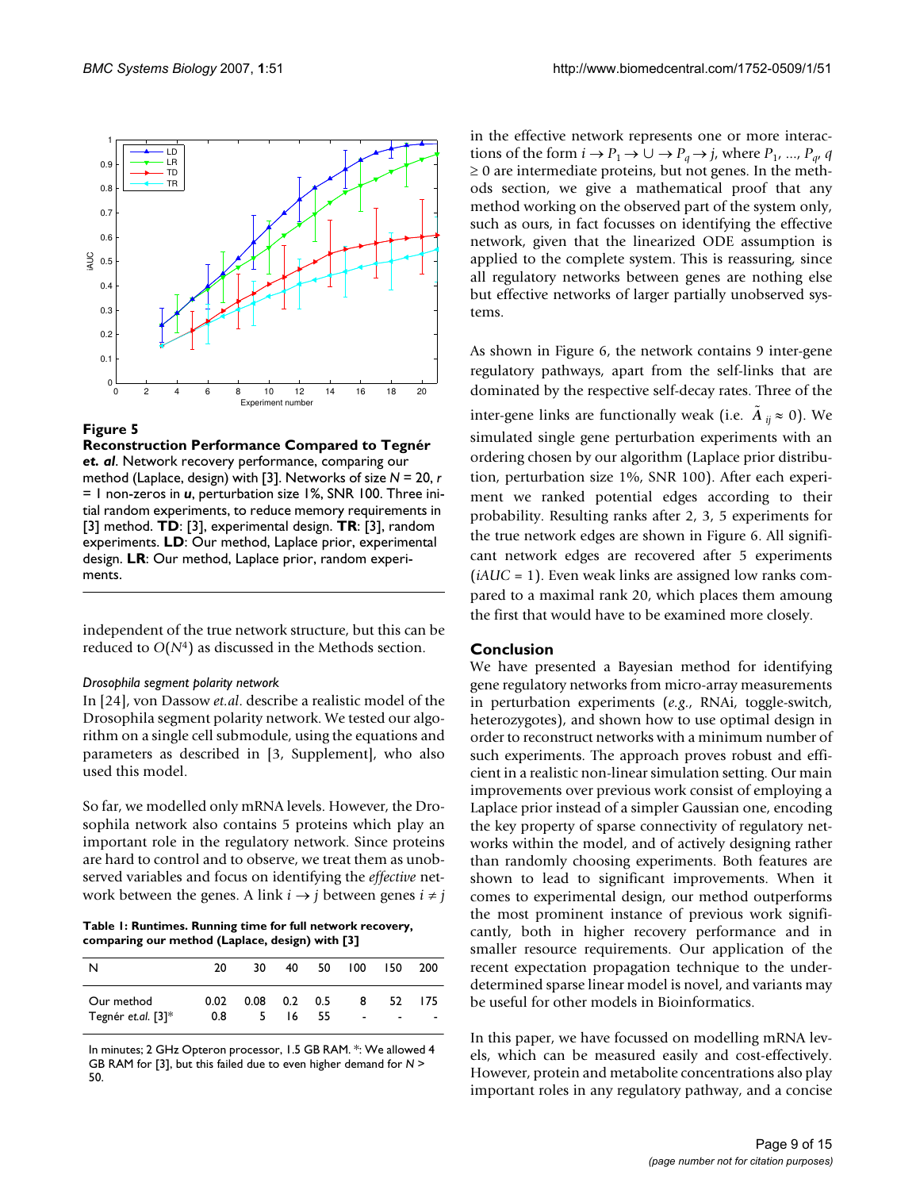**Figure 5**

**Reconstruction Performance Compared to Tegnér *et. al*.** Network recovery performance, comparing our method (Laplace, design) with [3]. Networks of size $N = 20$, $r = 1$ non-zeros in $\boldsymbol{u}$, perturbation size 1%, SNR 100. Three initial random experiments, to reduce memory requirements in [3] method. **TD**: [3], experimental design. **TR**: [3], random experiments. **LD**: Our method, Laplace prior, experimental design. **LR**: Our method, Laplace prior, random experiments.

independent of the true network structure, but this can be reduced to $O(N^4)$ as discussed in the Methods section.

### *Drosophila segment polarity network*

In [24], von Dassow *et.al*. describe a realistic model of the Drosophila segment polarity network. We tested our algorithm on a single cell submodule, using the equations and parameters as described in [3, Supplement], who also used this model.

So far, we modelled only mRNA levels. However, the Drosophila network also contains 5 proteins which play an important role in the regulatory network. Since proteins are hard to control and to observe, we treat them as unobserved variables and focus on identifying the *effective* network between the genes. A link $i \to j$ between genes $i \neq j$ in the effective network represents one or more interactions of the form $i \to P_1 \to \cup \to P_q \to j$, where $P_1, ..., P_q, q \geq 0$ are intermediate proteins, but not genes. In the methods section, we give a mathematical proof that any method working on the observed part of the system only, such as ours, in fact focusses on identifying the effective network, given that the linearized ODE assumption is applied to the complete system. This is reassuring, since all regulatory networks between genes are nothing else but effective networks of larger partially unobserved systems.

**Table 1: Runtimes. Running time for full network recovery, comparing our method (Laplace, design) with [3]**

| N | 20 | 30 | 40 | 50 | 100 | 150 | 200 |
|---|---|---|---|---|---|---|---|
| Our method | 0.02 | 0.08 | 0.2 | 0.5 | 8 | 52 | 175 |
| Tegnér *et.al.* [3]* | 0.8 | 5 | 16 | 55 | - | - | - |

In minutes; 2 GHz Opteron processor, 1.5 GB RAM. *: We allowed 4 GB RAM for [3], but this failed due to even higher demand for $N > 50$.

As shown in Figure 6, the network contains 9 inter-gene regulatory pathways, apart from the self-links that are dominated by the respective self-decay rates. Three of the inter-gene links are functionally weak (i.e. $\tilde{A}_{ij} \approx 0$). We simulated single gene perturbation experiments with an ordering chosen by our algorithm (Laplace prior distribution, perturbation size 1%, SNR 100). After each experiment we ranked potential edges according to their probability. Resulting ranks after 2, 3, 5 experiments for the true network edges are shown in Figure 6. All significant network edges are recovered after 5 experiments ($iAUC = 1$). Even weak links are assigned low ranks compared to a maximal rank 20, which places them amoung the first that would have to be examined more closely.

## Conclusion

We have presented a Bayesian method for identifying gene regulatory networks from micro-array measurements in perturbation experiments (*e.g.*, RNAi, toggle-switch, heterozygotes), and shown how to use optimal design in order to reconstruct networks with a minimum number of such experiments. The approach proves robust and efficient in a realistic non-linear simulation setting. Our main improvements over previous work consist of employing a Laplace prior instead of a simpler Gaussian one, encoding the key property of sparse connectivity of regulatory networks within the model, and of actively designing rather than randomly choosing experiments. Both features are shown to lead to significant improvements. When it comes to experimental design, our method outperforms the most prominent instance of previous work significantly, both in higher recovery performance and in smaller resource requirements. Our application of the recent expectation propagation technique to the under-determined sparse linear model is novel, and variants may be useful for other models in Bioinformatics.

In this paper, we have focussed on modelling mRNA levels, which can be measured easily and cost-effectively. However, protein and metabolite concentrations also play important roles in any regulatory pathway, and a concise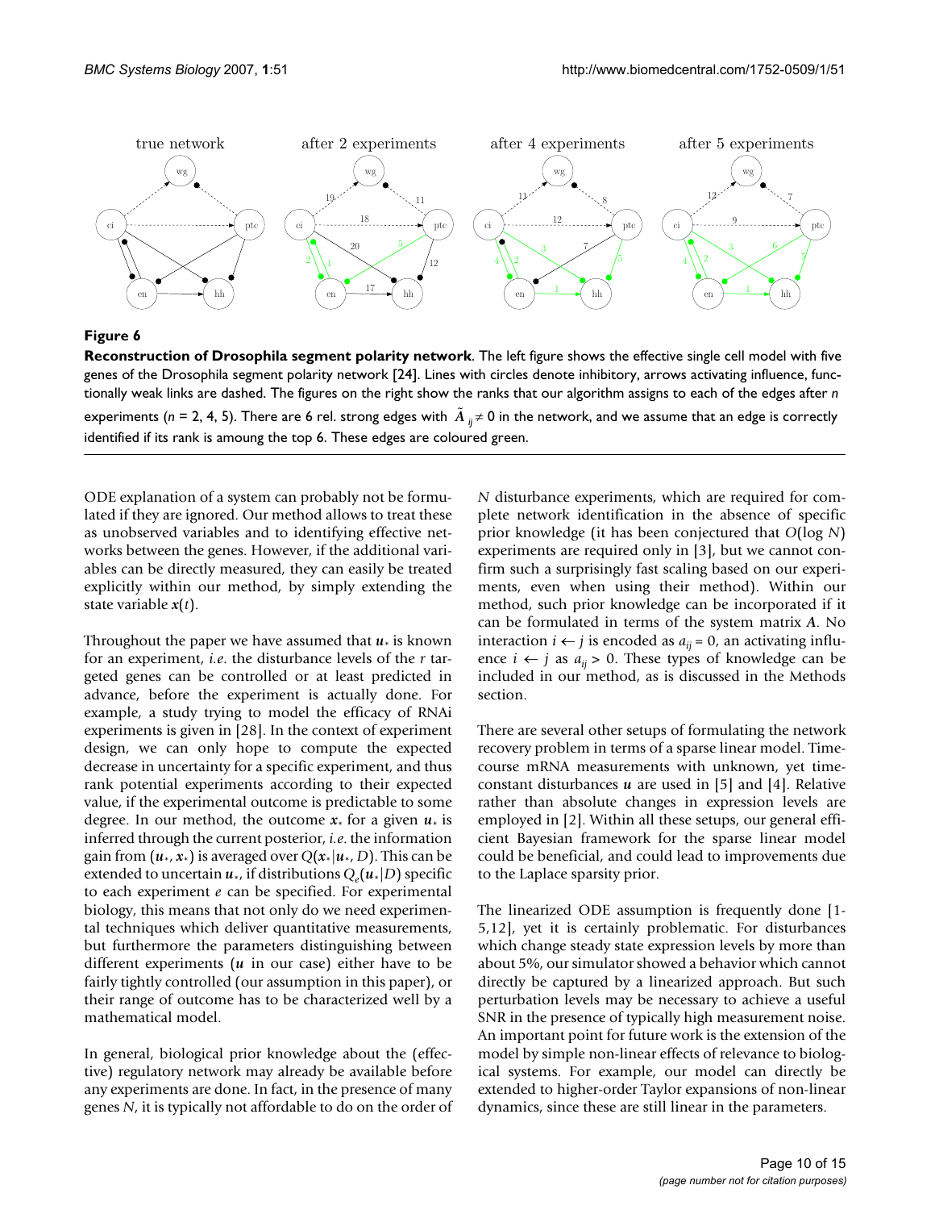**Figure 6**

**Reconstruction of Drosophila segment polarity network**. The left figure shows the effective single cell model with five genes of the Drosophila segment polarity network [24]. Lines with circles denote inhibitory, arrows activating influence, functionally weak links are dashed. The figures on the right show the ranks that our algorithm assigns to each of the edges after *n* experiments (*n* = 2, 4, 5). There are 6 rel. strong edges with $\tilde{A}_{ij} \neq 0$ in the network, and we assume that an edge is correctly identified if its rank is amoung the top 6. These edges are coloured green.

ODE explanation of a system can probably not be formulated if they are ignored. Our method allows to treat these as unobserved variables and to identifying effective networks between the genes. However, if the additional variables can be directly measured, they can easily be treated explicitly within our method, by simply extending the state variable $\boldsymbol{x}(t)$.

Throughout the paper we have assumed that $\boldsymbol{u}_*$ is known for an experiment, *i.e.* the disturbance levels of the *r* targeted genes can be controlled or at least predicted in advance, before the experiment is actually done. For example, a study trying to model the efficacy of RNAi experiments is given in [28]. In the context of experiment design, we can only hope to compute the expected decrease in uncertainty for a specific experiment, and thus rank potential experiments according to their expected value, if the experimental outcome is predictable to some degree. In our method, the outcome $\boldsymbol{x}_*$ for a given $\boldsymbol{u}_*$ is inferred through the current posterior, *i.e.* the information gain from $(\boldsymbol{u}_*, \boldsymbol{x}_*)$ is averaged over $Q(\boldsymbol{x}_*|\boldsymbol{u}_*, D)$. This can be extended to uncertain $\boldsymbol{u}_*$, if distributions $Q_e(\boldsymbol{u}_*|D)$ specific to each experiment *e* can be specified. For experimental biology, this means that not only do we need experimental techniques which deliver quantitative measurements, but furthermore the parameters distinguishing between different experiments ($\boldsymbol{u}$ in our case) either have to be fairly tightly controlled (our assumption in this paper), or their range of outcome has to be characterized well by a mathematical model.

In general, biological prior knowledge about the (effective) regulatory network may already be available before any experiments are done. In fact, in the presence of many genes *N*, it is typically not affordable to do on the order of *N* disturbance experiments, which are required for complete network identification in the absence of specific prior knowledge (it has been conjectured that $O(\log N)$ experiments are required only in [3], but we cannot confirm such a surprisingly fast scaling based on our experiments, even when using their method). Within our method, such prior knowledge can be incorporated if it can be formulated in terms of the system matrix $\boldsymbol{A}$. No interaction $i \leftarrow j$ is encoded as $a_{ij} = 0$, an activating influence $i \leftarrow j$ as $a_{ij} > 0$. These types of knowledge can be included in our method, as is discussed in the Methods section.

There are several other setups of formulating the network recovery problem in terms of a sparse linear model. Time-course mRNA measurements with unknown, yet time-constant disturbances $\boldsymbol{u}$ are used in [5] and [4]. Relative rather than absolute changes in expression levels are employed in [2]. Within all these setups, our general efficient Bayesian framework for the sparse linear model could be beneficial, and could lead to improvements due to the Laplace sparsity prior.

The linearized ODE assumption is frequently done [1-5,12], yet it is certainly problematic. For disturbances which change steady state expression levels by more than about 5%, our simulator showed a behavior which cannot directly be captured by a linearized approach. But such perturbation levels may be necessary to achieve a useful SNR in the presence of typically high measurement noise. An important point for future work is the extension of the model by simple non-linear effects of relevance to biological systems. For example, our model can directly be extended to higher-order Taylor expansions of non-linear dynamics, since these are still linear in the parameters.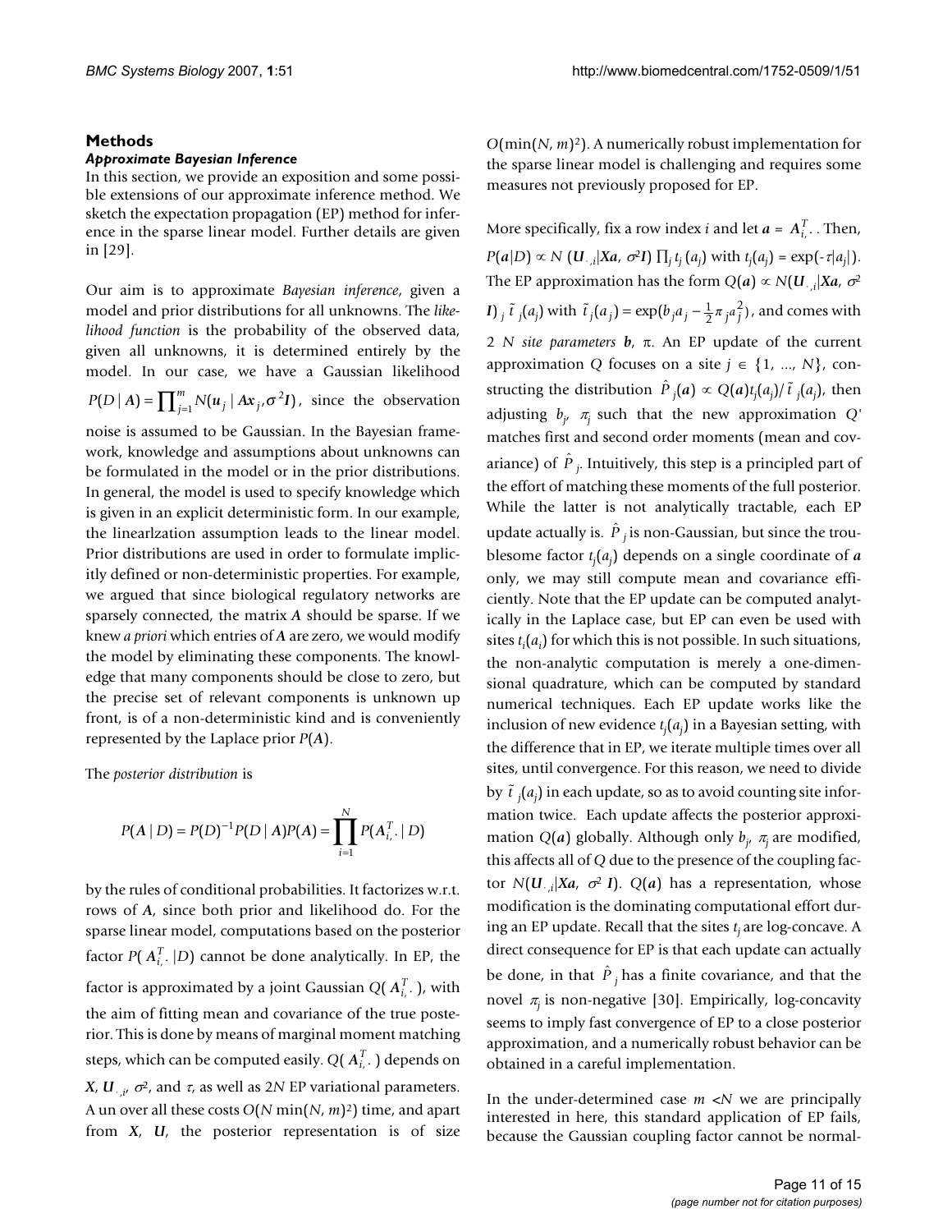## Methods

### *Approximate Bayesian Inference*

In this section, we provide an exposition and some possible extensions of our approximate inference method. We sketch the expectation propagation (EP) method for inference in the sparse linear model. Further details are given in [29].

Our aim is to approximate *Bayesian inference*, given a model and prior distributions for all unknowns. The *likelihood function* is the probability of the observed data, given all unknowns, it is determined entirely by the model. In our case, we have a Gaussian likelihood $P(D \mid \boldsymbol{A}) = \prod_{j=1}^{m} N(\boldsymbol{u}_j \mid \boldsymbol{A}\boldsymbol{x}_j, \sigma^2 \boldsymbol{I})$, since the observation noise is assumed to be Gaussian. In the Bayesian framework, knowledge and assumptions about unknowns can be formulated in the model or in the prior distributions. In general, the model is used to specify knowledge which is given in an explicit deterministic form. In our example, the linearlzation assumption leads to the linear model. Prior distributions are used in order to formulate implicitly defined or non-deterministic properties. For example, we argued that since biological regulatory networks are sparsely connected, the matrix $\boldsymbol{A}$ should be sparse. If we knew *a priori* which entries of $\boldsymbol{A}$ are zero, we would modify the model by eliminating these components. The knowledge that many components should be close to zero, but the precise set of relevant components is unknown up front, is of a non-deterministic kind and is conveniently represented by the Laplace prior $P(\boldsymbol{A})$.

The *posterior distribution* is

$$P(\boldsymbol{A} \mid D) = P(D)^{-1} P(D \mid \boldsymbol{A}) P(\boldsymbol{A}) = \prod_{i=1}^{N} P(\boldsymbol{A}_{i,\cdot}^{T} \mid D)$$

by the rules of conditional probabilities. It factorizes w.r.t. rows of $\boldsymbol{A}$, since both prior and likelihood do. For the sparse linear model, computations based on the posterior factor $P(\boldsymbol{A}_{i,\cdot}^{T} \mid D)$ cannot be done analytically. In EP, the factor is approximated by a joint Gaussian $Q(\boldsymbol{A}_{i,\cdot}^{T})$, with the aim of fitting mean and covariance of the true posterior. This is done by means of marginal moment matching steps, which can be computed easily. $Q(\boldsymbol{A}_{i,\cdot}^{T})$ depends on $\boldsymbol{X}$, $\boldsymbol{U}_{\cdot,i}$, $\sigma^2$, and $\tau$, as well as $2N$ EP variational parameters. A un over all these costs $O(N \min(N, m)^2)$ time, and apart from $\boldsymbol{X}$, $\boldsymbol{U}$, the posterior representation is of size $O(\min(N, m)^2)$. A numerically robust implementation for the sparse linear model is challenging and requires some measures not previously proposed for EP.

More specifically, fix a row index $i$ and let $\boldsymbol{a} = \boldsymbol{A}_{i,\cdot}^{T}$. Then, $P(\boldsymbol{a}|D) \propto N(\boldsymbol{U}_{\cdot,i}|\boldsymbol{X}\boldsymbol{a}, \sigma^2\boldsymbol{I}) \prod_j t_j(a_j)$ with $t_j(a_j) = \exp(-\tau|a_j|)$. The EP approximation has the form $Q(\boldsymbol{a}) \propto N(\boldsymbol{U}_{\cdot,i}|\boldsymbol{X}\boldsymbol{a}, \sigma^2\boldsymbol{I}) \prod_j \tilde{t}_j(a_j)$ with $\tilde{t}_j(a_j) = \exp(b_j a_j - \frac{1}{2}\pi_j a_j^2)$, and comes with $2N$ *site parameters* $\boldsymbol{b}$, $\pi$. An EP update of the current approximation $Q$ focuses on a site $j \in \{1, ..., N\}$, constructing the distribution $\hat{P}_j(\boldsymbol{a}) \propto Q(\boldsymbol{a}) t_j(a_j) / \tilde{t}_j(a_j)$, then adjusting $b_j$, $\pi_j$ such that the new approximation $Q'$ matches first and second order moments (mean and covariance) of $\hat{P}_j$. Intuitively, this step is a principled part of the effort of matching these moments of the full posterior. While the latter is not analytically tractable, each EP update actually is. $\hat{P}_j$ is non-Gaussian, but since the troublesome factor $t_j(a_j)$ depends on a single coordinate of $\boldsymbol{a}$ only, we may still compute mean and covariance efficiently. Note that the EP update can be computed analytically in the Laplace case, but EP can even be used with sites $t_i(a_i)$ for which this is not possible. In such situations, the non-analytic computation is merely a one-dimensional quadrature, which can be computed by standard numerical techniques. Each EP update works like the inclusion of new evidence $t_j(a_j)$ in a Bayesian setting, with the difference that in EP, we iterate multiple times over all sites, until convergence. For this reason, we need to divide by $\tilde{t}_j(a_j)$ in each update, so as to avoid counting site information twice. Each update affects the posterior approximation $Q(\boldsymbol{a})$ globally. Although only $b_j$, $\pi_j$ are modified, this affects all of $Q$ due to the presence of the coupling factor $N(\boldsymbol{U}_{\cdot,i}|\boldsymbol{X}\boldsymbol{a}, \sigma^2\boldsymbol{I})$. $Q(\boldsymbol{a})$ has a representation, whose modification is the dominating computational effort during an EP update. Recall that the sites $t_j$ are log-concave. A direct consequence for EP is that each update can actually be done, in that $\hat{P}_j$ has a finite covariance, and that the novel $\pi_j$ is non-negative [30]. Empirically, log-concavity seems to imply fast convergence of EP to a close posterior approximation, and a numerically robust behavior can be obtained in a careful implementation.

In the under-determined case $m < N$ we are principally interested in here, this standard application of EP fails, because the Gaussian coupling factor cannot be normal-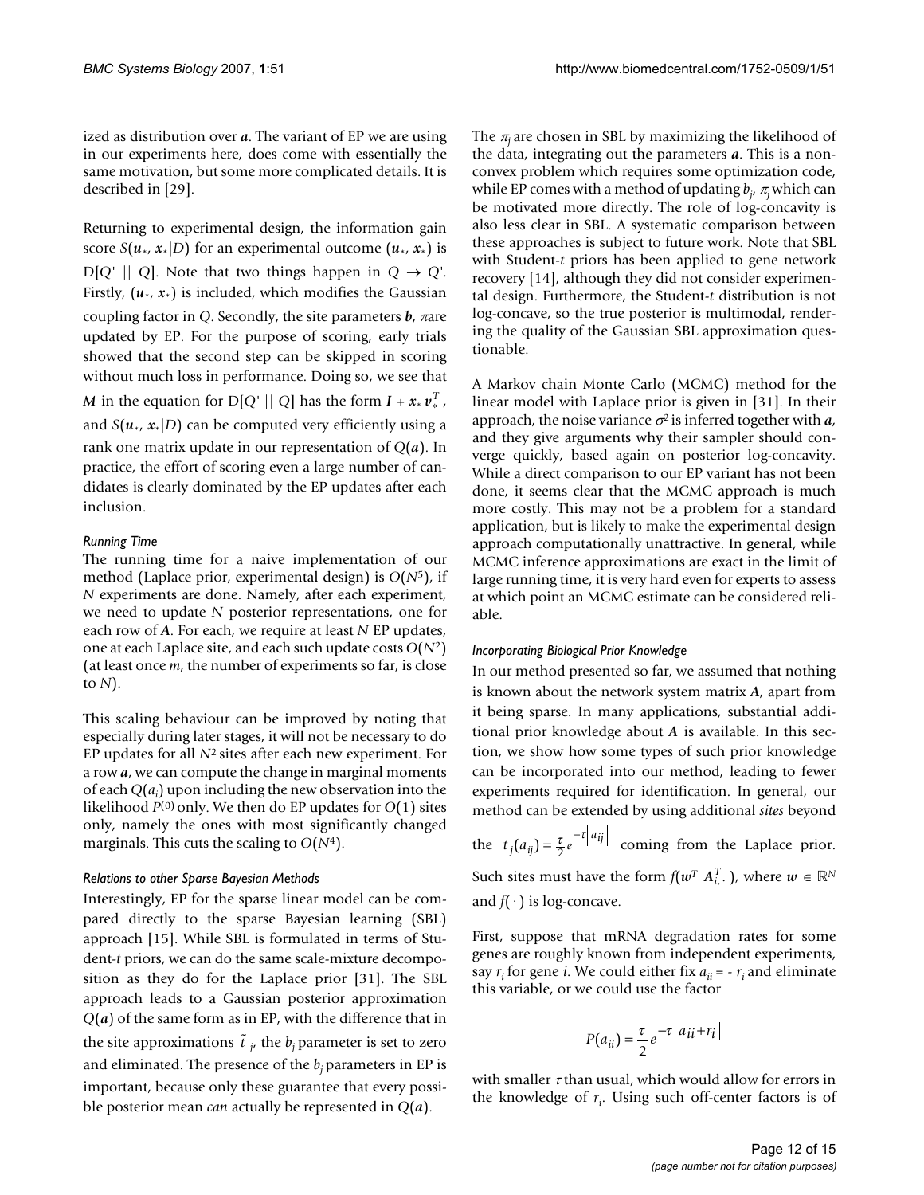ized as distribution over $\boldsymbol{a}$. The variant of EP we are using in our experiments here, does come with essentially the same motivation, but some more complicated details. It is described in [29].

Returning to experimental design, the information gain score $S(\boldsymbol{u}_*, \boldsymbol{x}_*|D)$ for an experimental outcome $(\boldsymbol{u}_*, \boldsymbol{x}_*)$ is $\mathrm{D}[Q' \,||\, Q]$. Note that two things happen in $Q \to Q'$. Firstly, $(\boldsymbol{u}_*, \boldsymbol{x}_*)$ is included, which modifies the Gaussian coupling factor in $Q$. Secondly, the site parameters $\boldsymbol{b}$, $\boldsymbol{\pi}$ are updated by EP. For the purpose of scoring, early trials showed that the second step can be skipped in scoring without much loss in performance. Doing so, we see that $\boldsymbol{M}$ in the equation for $\mathrm{D}[Q' \,||\, Q]$ has the form $\boldsymbol{I} + \boldsymbol{x}_* \boldsymbol{v}_*^T$, and $S(\boldsymbol{u}_*, \boldsymbol{x}_*|D)$ can be computed very efficiently using a rank one matrix update in our representation of $Q(\boldsymbol{a})$. In practice, the effort of scoring even a large number of candidates is clearly dominated by the EP updates after each inclusion.

#### *Running Time*

The running time for a naive implementation of our method (Laplace prior, experimental design) is $O(N^5)$, if $N$ experiments are done. Namely, after each experiment, we need to update $N$ posterior representations, one for each row of $\boldsymbol{A}$. For each, we require at least $N$ EP updates, one at each Laplace site, and each such update costs $O(N^2)$ (at least once $m$, the number of experiments so far, is close to $N$).

This scaling behaviour can be improved by noting that especially during later stages, it will not be necessary to do EP updates for all $N^2$ sites after each new experiment. For a row $\boldsymbol{a}$, we can compute the change in marginal moments of each $Q(a_i)$ upon including the new observation into the likelihood $P^{(0)}$ only. We then do EP updates for $O(1)$ sites only, namely the ones with most significantly changed marginals. This cuts the scaling to $O(N^4)$.

#### *Relations to other Sparse Bayesian Methods*

Interestingly, EP for the sparse linear model can be compared directly to the sparse Bayesian learning (SBL) approach [15]. While SBL is formulated in terms of Student-*t* priors, we can do the same scale-mixture decomposition as they do for the Laplace prior [31]. The SBL approach leads to a Gaussian posterior approximation $Q(\boldsymbol{a})$ of the same form as in EP, with the difference that in the site approximations $\tilde{t}_j$, the $b_j$ parameter is set to zero and eliminated. The presence of the $b_j$ parameters in EP is important, because only these guarantee that every possible posterior mean *can* actually be represented in $Q(\boldsymbol{a})$.

The $\pi_j$ are chosen in SBL by maximizing the likelihood of the data, integrating out the parameters $\boldsymbol{a}$. This is a non-convex problem which requires some optimization code, while EP comes with a method of updating $b_j$, $\pi_j$ which can be motivated more directly. The role of log-concavity is also less clear in SBL. A systematic comparison between these approaches is subject to future work. Note that SBL with Student-*t* priors has been applied to gene network recovery [14], although they did not consider experimental design. Furthermore, the Student-*t* distribution is not log-concave, so the true posterior is multimodal, rendering the quality of the Gaussian SBL approximation questionable.

A Markov chain Monte Carlo (MCMC) method for the linear model with Laplace prior is given in [31]. In their approach, the noise variance $\sigma^2$ is inferred together with $\boldsymbol{a}$, and they give arguments why their sampler should converge quickly, based again on posterior log-concavity. While a direct comparison to our EP variant has not been done, it seems clear that the MCMC approach is much more costly. This may not be a problem for a standard application, but is likely to make the experimental design approach computationally unattractive. In general, while MCMC inference approximations are exact in the limit of large running time, it is very hard even for experts to assess at which point an MCMC estimate can be considered reliable.

#### *Incorporating Biological Prior Knowledge*

In our method presented so far, we assumed that nothing is known about the network system matrix $\boldsymbol{A}$, apart from it being sparse. In many applications, substantial additional prior knowledge about $\boldsymbol{A}$ is available. In this section, we show how some types of such prior knowledge can be incorporated into our method, leading to fewer experiments required for identification. In general, our method can be extended by using additional *sites* beyond the $t_j(a_{ij}) = \frac{\tau}{2} e^{-\tau |a_{ij}|}$ coming from the Laplace prior. Such sites must have the form $f(\boldsymbol{w}^T \boldsymbol{A}_{i,\cdot}^T)$, where $\boldsymbol{w} \in \mathbb{R}^N$ and $f(\cdot)$ is log-concave.

First, suppose that mRNA degradation rates for some genes are roughly known from independent experiments, say $r_i$ for gene $i$. We could either fix $a_{ii} = -r_i$ and eliminate this variable, or we could use the factor

$$P(a_{ii}) = \frac{\tau}{2} e^{-\tau |a_{ii} + r_i|}$$

with smaller $\tau$ than usual, which would allow for errors in the knowledge of $r_i$. Using such off-center factors is of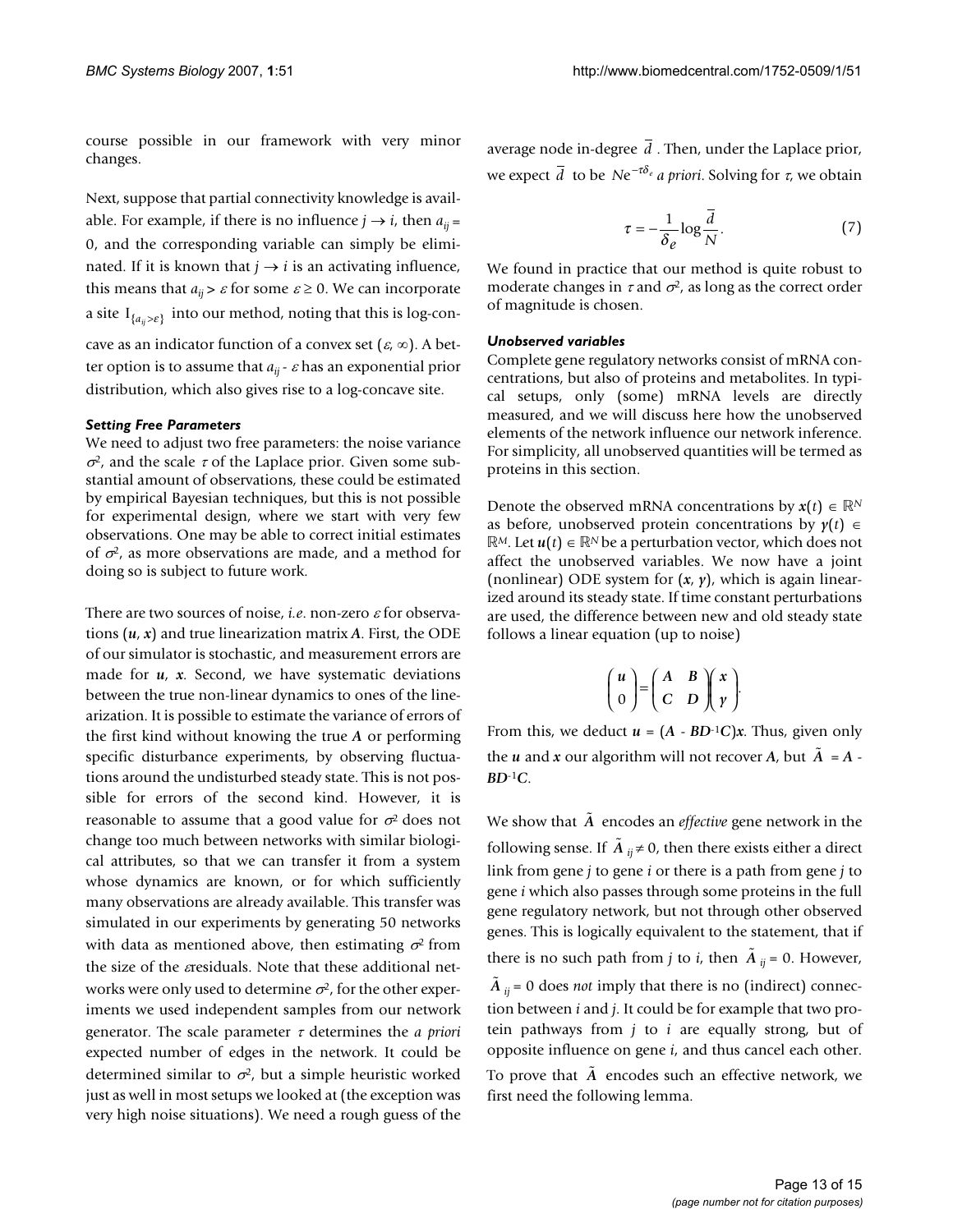course possible in our framework with very minor changes.

Next, suppose that partial connectivity knowledge is available. For example, if there is no influence $j \to i$, then $a_{ij} = 0$, and the corresponding variable can simply be eliminated. If it is known that $j \to i$ is an activating influence, this means that $a_{ij} > \varepsilon$ for some $\varepsilon \geq 0$. We can incorporate a site $\mathrm{I}_{\{a_{ij} > \varepsilon\}}$ into our method, noting that this is log-concave as an indicator function of a convex set $(\varepsilon, \infty)$. A better option is to assume that $a_{ij} - \varepsilon$ has an exponential prior distribution, which also gives rise to a log-concave site.

#### Setting Free Parameters

We need to adjust two free parameters: the noise variance $\sigma^2$, and the scale $\tau$ of the Laplace prior. Given some substantial amount of observations, these could be estimated by empirical Bayesian techniques, but this is not possible for experimental design, where we start with very few observations. One may be able to correct initial estimates of $\sigma^2$, as more observations are made, and a method for doing so is subject to future work.

There are two sources of noise, *i.e*. non-zero $\varepsilon$ for observations $(\boldsymbol{u}, \boldsymbol{x})$ and true linearization matrix $\boldsymbol{A}$. First, the ODE of our simulator is stochastic, and measurement errors are made for $\boldsymbol{u}$, $\boldsymbol{x}$. Second, we have systematic deviations between the true non-linear dynamics to ones of the linearization. It is possible to estimate the variance of errors of the first kind without knowing the true $\boldsymbol{A}$ or performing specific disturbance experiments, by observing fluctuations around the undisturbed steady state. This is not possible for errors of the second kind. However, it is reasonable to assume that a good value for $\sigma^2$ does not change too much between networks with similar biological attributes, so that we can transfer it from a system whose dynamics are known, or for which sufficiently many observations are already available. This transfer was simulated in our experiments by generating 50 networks with data as mentioned above, then estimating $\sigma^2$ from the size of the $\varepsilon$residuals. Note that these additional networks were only used to determine $\sigma^2$, for the other experiments we used independent samples from our network generator. The scale parameter $\tau$ determines the *a priori* expected number of edges in the network. It could be determined similar to $\sigma^2$, but a simple heuristic worked just as well in most setups we looked at (the exception was very high noise situations). We need a rough guess of the average node in-degree $\bar{d}$. Then, under the Laplace prior, we expect $\bar{d}$ to be $Ne^{-\tau\delta_e}$ *a priori*. Solving for $\tau$, we obtain

$$\tau = -\frac{1}{\delta_e}\log\frac{\bar{d}}{N}. \tag{7}$$

We found in practice that our method is quite robust to moderate changes in $\tau$ and $\sigma^2$, as long as the correct order of magnitude is chosen.

#### Unobserved variables

Complete gene regulatory networks consist of mRNA concentrations, but also of proteins and metabolites. In typical setups, only (some) mRNA levels are directly measured, and we will discuss here how the unobserved elements of the network influence our network inference. For simplicity, all unobserved quantities will be termed as proteins in this section.

Denote the observed mRNA concentrations by $\boldsymbol{x}(t) \in \mathbb{R}^N$ as before, unobserved protein concentrations by $\boldsymbol{y}(t) \in \mathbb{R}^M$. Let $\boldsymbol{u}(t) \in \mathbb{R}^N$ be a perturbation vector, which does not affect the unobserved variables. We now have a joint (nonlinear) ODE system for $(\boldsymbol{x}, \boldsymbol{y})$, which is again linearized around its steady state. If time constant perturbations are used, the difference between new and old steady state follows a linear equation (up to noise)

$$\begin{pmatrix} \boldsymbol{u} \\ 0 \end{pmatrix} = \begin{pmatrix} \boldsymbol{A} & \boldsymbol{B} \\ \boldsymbol{C} & \boldsymbol{D} \end{pmatrix} \begin{pmatrix} \boldsymbol{x} \\ \boldsymbol{y} \end{pmatrix}.$$

From this, we deduct $\boldsymbol{u} = (\boldsymbol{A} - \boldsymbol{B}\boldsymbol{D}^{-1}\boldsymbol{C})\boldsymbol{x}$. Thus, given only the $\boldsymbol{u}$ and $\boldsymbol{x}$ our algorithm will not recover $\boldsymbol{A}$, but $\tilde{\boldsymbol{A}} = \boldsymbol{A} - \boldsymbol{B}\boldsymbol{D}^{-1}\boldsymbol{C}$.

We show that $\tilde{\boldsymbol{A}}$ encodes an *effective* gene network in the following sense. If $\tilde{\boldsymbol{A}}_{ij} \neq 0$, then there exists either a direct link from gene $j$ to gene $i$ or there is a path from gene $j$ to gene $i$ which also passes through some proteins in the full gene regulatory network, but not through other observed genes. This is logically equivalent to the statement, that if there is no such path from $j$ to $i$, then $\tilde{\boldsymbol{A}}_{ij} = 0$. However, $\tilde{\boldsymbol{A}}_{ij} = 0$ does *not* imply that there is no (indirect) connection between $i$ and $j$. It could be for example that two protein pathways from $j$ to $i$ are equally strong, but of opposite influence on gene $i$, and thus cancel each other. To prove that $\tilde{\boldsymbol{A}}$ encodes such an effective network, we first need the following lemma.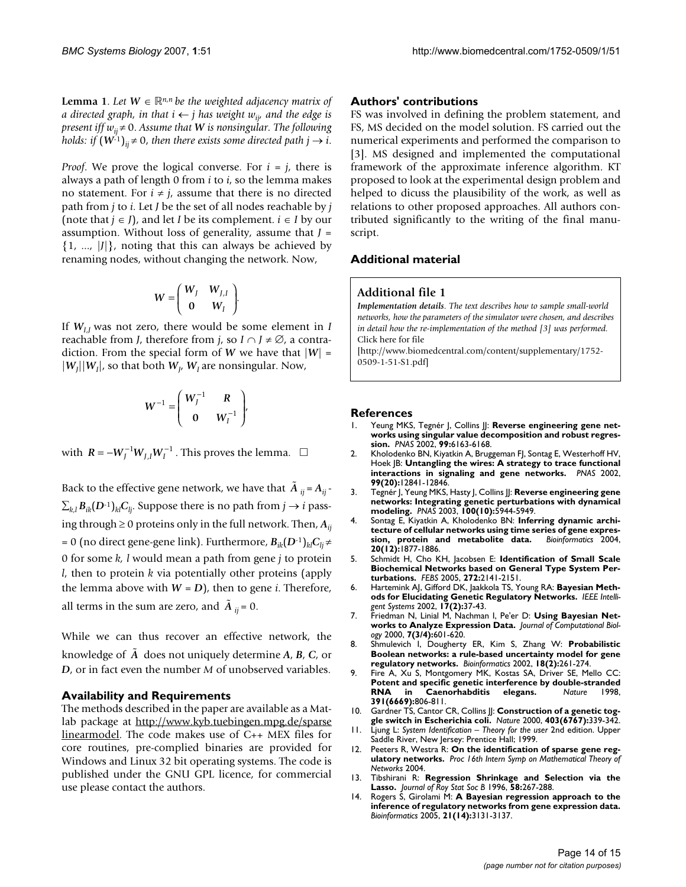**Lemma 1**. *Let $W \in \mathbb{R}^{n,n}$ be the weighted adjacency matrix of a directed graph, in that $i \leftarrow j$ has weight $w_{ij}$, and the edge is present iff $w_{ij} \neq 0$. Assume that $W$ is nonsingular. The following holds: if $(W^{-1})_{ij} \neq 0$, then there exists some directed path $j \rightarrow i$.*

*Proof*. We prove the logical converse. For $i = j$, there is always a path of length 0 from $i$ to $i$, so the lemma makes no statement. For $i \neq j$, assume that there is no directed path from $j$ to $i$. Let $J$ be the set of all nodes reachable by $j$ (note that $j \in J$), and let $I$ be its complement. $i \in I$ by our assumption. Without loss of generality, assume that $J = \{1, ..., |J|\}$, noting that this can always be achieved by renaming nodes, without changing the network. Now,

$$W = \begin{pmatrix} W_J & W_{J,I} \\ 0 & W_I \end{pmatrix}.$$

If $W_{I,J}$ was not zero, there would be some element in $I$ reachable from $J$, therefore from $j$, so $I \cap J \neq \emptyset$, a contradiction. From the special form of $W$ we have that $|W| = |W_J||W_I|$, so that both $W_J$, $W_I$ are nonsingular. Now,

$$W^{-1} = \begin{pmatrix} W_J^{-1} & R \\ 0 & W_I^{-1} \end{pmatrix},$$

with $R = -W_J^{-1}W_{J,I}W_I^{-1}$. This proves the lemma. □

Back to the effective gene network, we have that $\tilde{A}_{ij} = A_{ij} - \sum_{k,l} B_{ik}(D^{-1})_{kl}C_{lj}$. Suppose there is no path from $j \rightarrow i$ passing through $\geq 0$ proteins only in the full network. Then, $A_{ij} = 0$ (no direct gene-gene link). Furthermore, $B_{ik}(D^{-1})_{kl}C_{lj} \neq 0$ for some $k$, $l$ would mean a path from gene $j$ to protein $l$, then to protein $k$ via potentially other proteins (apply the lemma above with $W = D$), then to gene $i$. Therefore, all terms in the sum are zero, and $\tilde{A}_{ij} = 0$.

While we can thus recover an effective network, the knowledge of $\tilde{A}$ does not uniquely determine $A$, $B$, $C$, or $D$, or in fact even the number $M$ of unobserved variables.

## Availability and Requirements

The methods described in the paper are available as a Matlab package at http://www.kyb.tuebingen.mpg.de/sparselinearmodel. The code makes use of C++ MEX files for core routines, pre-complied binaries are provided for Windows and Linux 32 bit operating systems. The code is published under the GNU GPL licence, for commercial use please contact the authors.

## Authors' contributions

FS was involved in defining the problem statement, and FS, MS decided on the model solution. FS carried out the numerical experiments and performed the comparison to [3]. MS designed and implemented the computational framework of the approximate inference algorithm. KT proposed to look at the experimental design problem and helped to dicuss the plausibility of the work, as well as relations to other proposed approaches. All authors contributed significantly to the writing of the final manuscript.

## Additional material

**Additional file 1**

*Implementation details. The text describes how to sample small-world networks, how the parameters of the simulator were chosen, and describes in detail how the re-implementation of the method [3] was performed.*
Click here for file
[http://www.biomedcentral.com/content/supplementary/1752-0509-1-51-S1.pdf]

## References

1. Yeung MKS, Tegnér J, Collins JJ: **Reverse engineering gene networks using singular value decomposition and robust regression.** *PNAS* 2002, **99:**6163-6168.
2. Kholodenko BN, Kiyatkin A, Bruggeman FJ, Sontag E, Westerhoff HV, Hoek JB: **Untangling the wires: A strategy to trace functional interactions in signaling and gene networks.** *PNAS* 2002, **99(20):**12841-12846.
3. Tegnér J, Yeung MKS, Hasty J, Collins JJ: **Reverse engineering gene networks: Integrating genetic perturbations with dynamical modeling.** *PNAS* 2003, **100(10):**5944-5949.
4. Sontag E, Kiyatkin A, Kholodenko BN: **Inferring dynamic architecture of cellular networks using time series of gene expression, protein and metabolite data.** *Bioinformatics* 2004, **20(12):**1877-1886.
5. Schmidt H, Cho KH, Jacobsen E: **Identification of Small Scale Biochemical Networks based on General Type System Perturbations.** *FEBS* 2005, **272:**2141-2151.
6. Hartemink AJ, Gifford DK, Jaakkola TS, Young RA: **Bayesian Methods for Elucidating Genetic Regulatory Networks.** *IEEE Intelligent Systems* 2002, **17(2):**37-43.
7. Friedman N, Linial M, Nachman I, Pe'er D: **Using Bayesian Networks to Analyze Expression Data.** *Journal of Computational Biology* 2000, **7(3/4):**601-620.
8. Shmulevich I, Dougherty ER, Kim S, Zhang W: **Probabilistic Boolean networks: a rule-based uncertainty model for gene regulatory networks.** *Bioinformatics* 2002, **18(2):**261-274.
9. Fire A, Xu S, Montgomery MK, Kostas SA, Driver SE, Mello CC: **Potent and specific genetic interference by double-stranded RNA in Caenorhabditis elegans.** *Nature* 1998, **391(6669):**806-811.
10. Gardner TS, Cantor CR, Collins JJ: **Construction of a genetic toggle switch in Escherichia coli.** *Nature* 2000, **403(6767):**339-342.
11. Ljung L: *System Identification – Theory for the user* 2nd edition. Upper Saddle River, New Jersey: Prentice Hall; 1999.
12. Peeters R, Westra R: **On the identification of sparse gene regulatory networks.** *Proc 16th Intern Symp on Mathematical Theory of Networks* 2004.
13. Tibshirani R: **Regression Shrinkage and Selection via the Lasso.** *Journal of Roy Stat Soc B* 1996, **58:**267-288.
14. Rogers S, Girolami M: **A Bayesian regression approach to the inference of regulatory networks from gene expression data.** *Bioinformatics* 2005, **21(14):**3131-3137.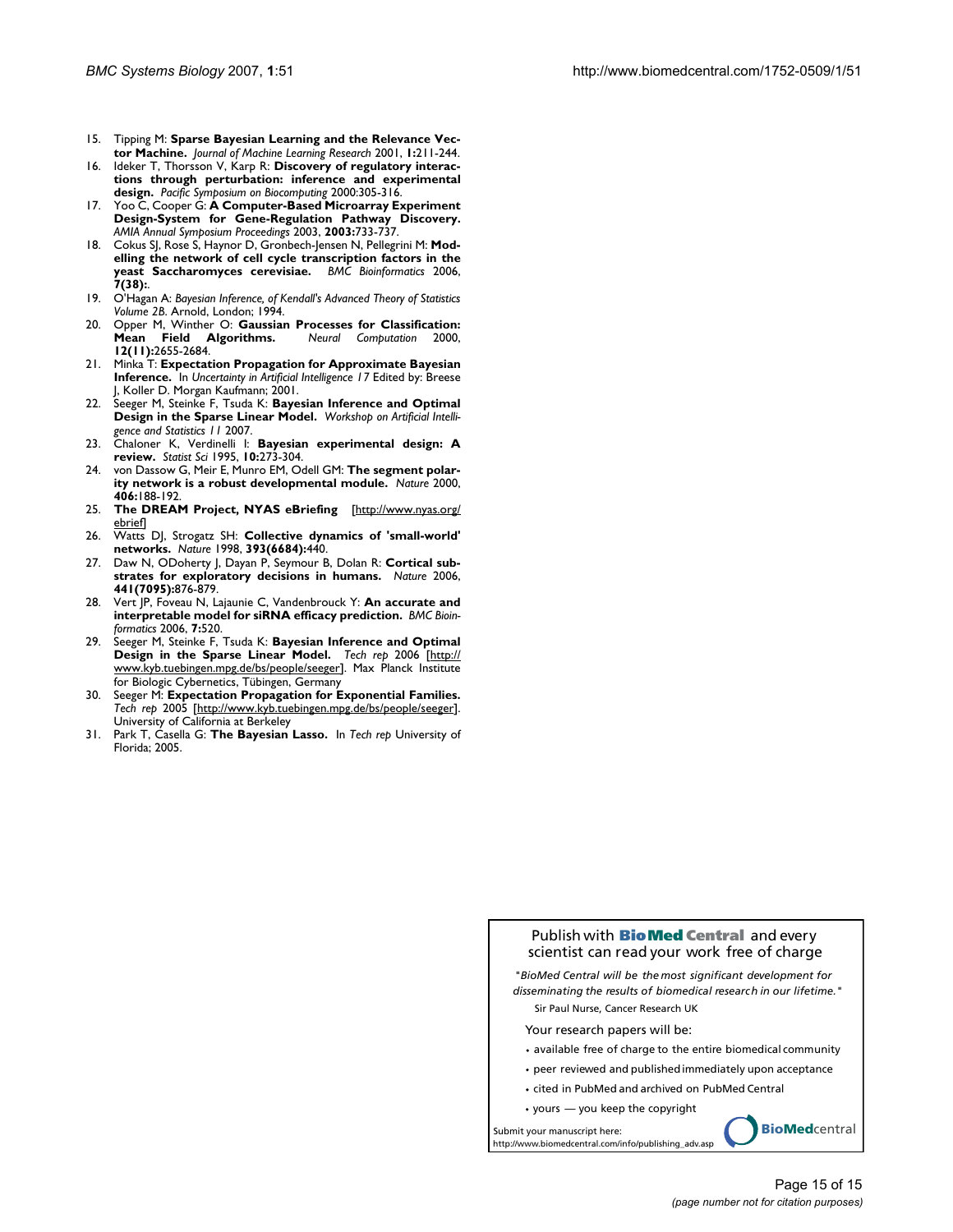15. Tipping M: **Sparse Bayesian Learning and the Relevance Vector Machine.** *Journal of Machine Learning Research* 2001, **1:**211-244.
16. Ideker T, Thorsson V, Karp R: **Discovery of regulatory interactions through perturbation: inference and experimental design.** *Pacific Symposium on Biocomputing* 2000:305-316.
17. Yoo C, Cooper G: **A Computer-Based Microarray Experiment Design-System for Gene-Regulation Pathway Discovery.** *AMIA Annual Symposium Proceedings* 2003, **2003:**733-737.
18. Cokus SJ, Rose S, Haynor D, Gronbech-Jensen N, Pellegrini M: **Modelling the network of cell cycle transcription factors in the yeast Saccharomyces cerevisiae.** *BMC Bioinformatics* 2006, **7(38):**.
19. O'Hagan A: *Bayesian Inference, of Kendall's Advanced Theory of Statistics Volume 2B.* Arnold, London; 1994.
20. Opper M, Winther O: **Gaussian Processes for Classification: Mean Field Algorithms.** *Neural Computation* 2000, **12(11):**2655-2684.
21. Minka T: **Expectation Propagation for Approximate Bayesian Inference.** In *Uncertainty in Artificial Intelligence 17* Edited by: Breese J, Koller D. Morgan Kaufmann; 2001.
22. Seeger M, Steinke F, Tsuda K: **Bayesian Inference and Optimal Design in the Sparse Linear Model.** *Workshop on Artificial Intelligence and Statistics 11* 2007.
23. Chaloner K, Verdinelli I: **Bayesian experimental design: A review.** *Statist Sci* 1995, **10:**273-304.
24. von Dassow G, Meir E, Munro EM, Odell GM: **The segment polarity network is a robust developmental module.** *Nature* 2000, **406:**188-192.
25. **The DREAM Project, NYAS eBriefing** [http://www.nyas.org/ebrief]
26. Watts DJ, Strogatz SH: **Collective dynamics of 'small-world' networks.** *Nature* 1998, **393(6684):**440.
27. Daw N, ODoherty J, Dayan P, Seymour B, Dolan R: **Cortical substrates for exploratory decisions in humans.** *Nature* 2006, **441(7095):**876-879.
28. Vert JP, Foveau N, Lajaunie C, Vandenbrouck Y: **An accurate and interpretable model for siRNA efficacy prediction.** *BMC Bioinformatics* 2006, **7:**520.
29. Seeger M, Steinke F, Tsuda K: **Bayesian Inference and Optimal Design in the Sparse Linear Model.** *Tech rep* 2006 [http://www.kyb.tuebingen.mpg.de/bs/people/seeger]. Max Planck Institute for Biologic Cybernetics, Tübingen, Germany
30. Seeger M: **Expectation Propagation for Exponential Families.** *Tech rep* 2005 [http://www.kyb.tuebingen.mpg.de/bs/people/seeger]. University of California at Berkeley
31. Park T, Casella G: **The Bayesian Lasso.** In *Tech rep* University of Florida; 2005.

Publish with **BioMed Central** and every scientist can read your work free of charge

*"BioMed Central will be the most significant development for disseminating the results of biomedical research in our lifetime."*
Sir Paul Nurse, Cancer Research UK

Your research papers will be:

- available free of charge to the entire biomedical community
- peer reviewed and published immediately upon acceptance
- cited in PubMed and archived on PubMed Central
- yours — you keep the copyright

Submit your manuscript here:
http://www.biomedcentral.com/info/publishing_adv.asp

**BioMed**central